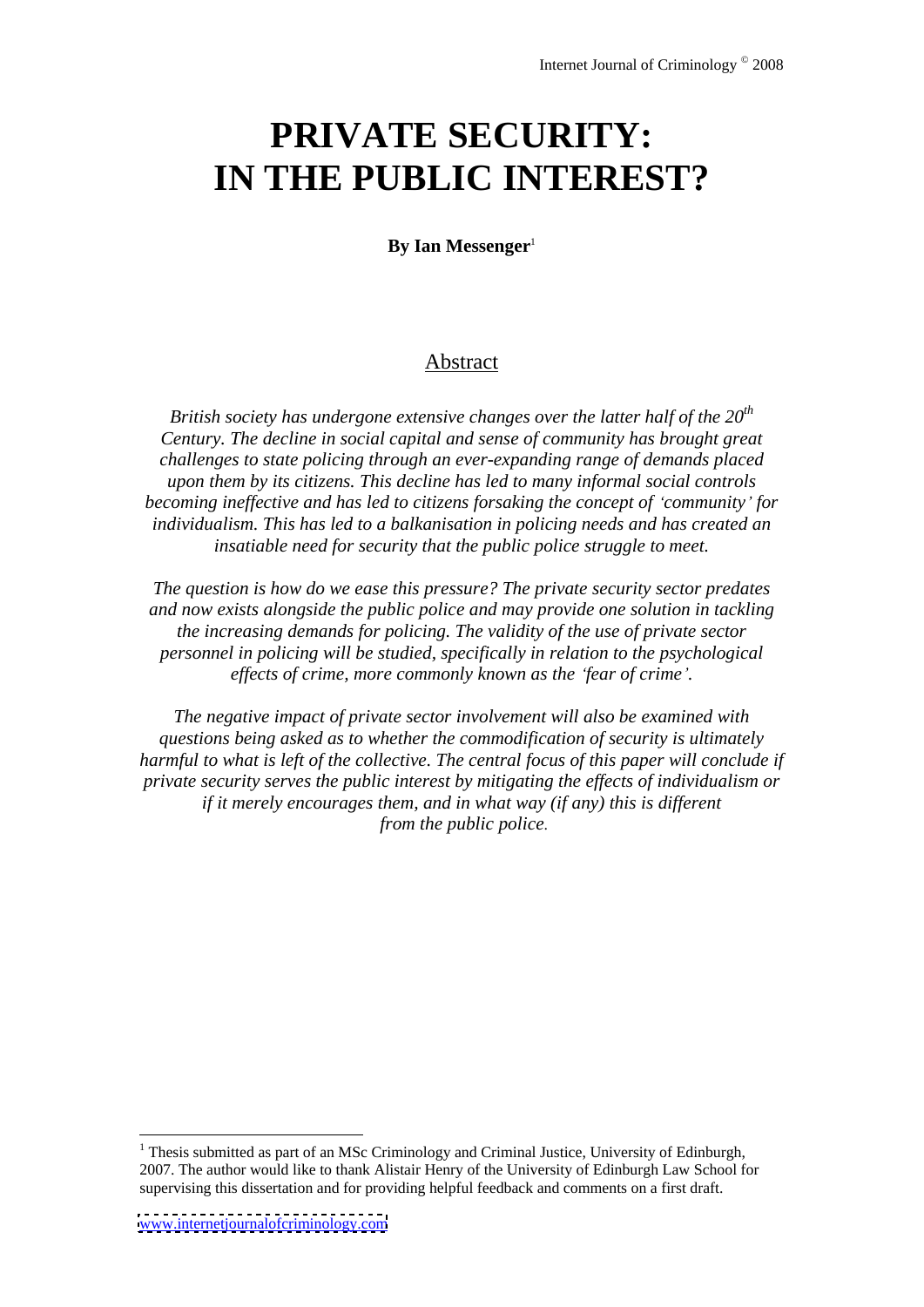# PRIVATE SECURITY: IN THE PUBLIC INTEREST?

**By Ian Messenger**[1]

## Abstract

*British society has undergone extensive changes over the latter half of the 20th Century. The decline in social capital and sense of community has brought great challenges to state policing through an ever-expanding range of demands placed upon them by its citizens. This decline has led to many informal social controls becoming ineffective and has led to citizens forsaking the concept of 'community' for individualism. This has led to a balkanisation in policing needs and has created an insatiable need for security that the public police struggle to meet.*

*The question is how do we ease this pressure? The private security sector predates and now exists alongside the public police and may provide one solution in tackling the increasing demands for policing. The validity of the use of private sector personnel in policing will be studied, specifically in relation to the psychological effects of crime, more commonly known as the 'fear of crime'.*

*The negative impact of private sector involvement will also be examined with questions being asked as to whether the commodification of security is ultimately harmful to what is left of the collective. The central focus of this paper will conclude if private security serves the public interest by mitigating the effects of individualism or if it merely encourages them, and in what way (if any) this is different from the public police.*

[1] Thesis submitted as part of an MSc Criminology and Criminal Justice, University of Edinburgh, 2007. The author would like to thank Alistair Henry of the University of Edinburgh Law School for supervising this dissertation and for providing helpful feedback and comments on a first draft.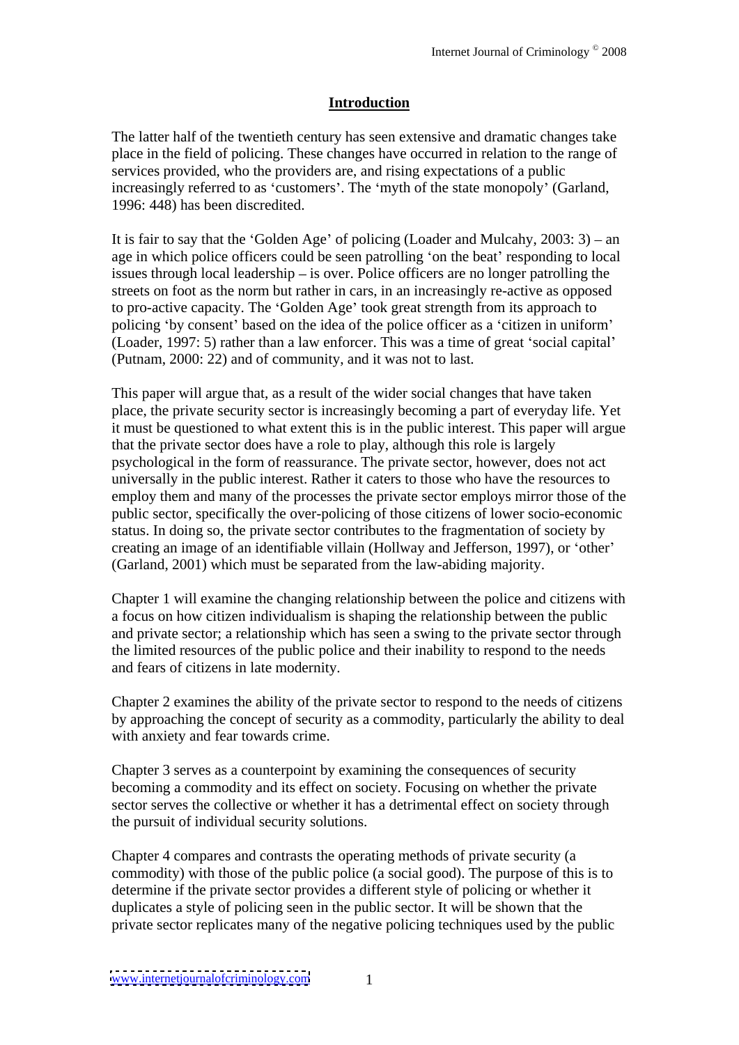## Introduction

The latter half of the twentieth century has seen extensive and dramatic changes take place in the field of policing. These changes have occurred in relation to the range of services provided, who the providers are, and rising expectations of a public increasingly referred to as 'customers'. The 'myth of the state monopoly' (Garland, 1996: 448) has been discredited.

It is fair to say that the 'Golden Age' of policing (Loader and Mulcahy, 2003: 3) – an age in which police officers could be seen patrolling 'on the beat' responding to local issues through local leadership – is over. Police officers are no longer patrolling the streets on foot as the norm but rather in cars, in an increasingly re-active as opposed to pro-active capacity. The 'Golden Age' took great strength from its approach to policing 'by consent' based on the idea of the police officer as a 'citizen in uniform' (Loader, 1997: 5) rather than a law enforcer. This was a time of great 'social capital' (Putnam, 2000: 22) and of community, and it was not to last.

This paper will argue that, as a result of the wider social changes that have taken place, the private security sector is increasingly becoming a part of everyday life. Yet it must be questioned to what extent this is in the public interest. This paper will argue that the private sector does have a role to play, although this role is largely psychological in the form of reassurance. The private sector, however, does not act universally in the public interest. Rather it caters to those who have the resources to employ them and many of the processes the private sector employs mirror those of the public sector, specifically the over-policing of those citizens of lower socio-economic status. In doing so, the private sector contributes to the fragmentation of society by creating an image of an identifiable villain (Hollway and Jefferson, 1997), or 'other' (Garland, 2001) which must be separated from the law-abiding majority.

Chapter 1 will examine the changing relationship between the police and citizens with a focus on how citizen individualism is shaping the relationship between the public and private sector; a relationship which has seen a swing to the private sector through the limited resources of the public police and their inability to respond to the needs and fears of citizens in late modernity.

Chapter 2 examines the ability of the private sector to respond to the needs of citizens by approaching the concept of security as a commodity, particularly the ability to deal with anxiety and fear towards crime.

Chapter 3 serves as a counterpoint by examining the consequences of security becoming a commodity and its effect on society. Focusing on whether the private sector serves the collective or whether it has a detrimental effect on society through the pursuit of individual security solutions.

Chapter 4 compares and contrasts the operating methods of private security (a commodity) with those of the public police (a social good). The purpose of this is to determine if the private sector provides a different style of policing or whether it duplicates a style of policing seen in the public sector. It will be shown that the private sector replicates many of the negative policing techniques used by the public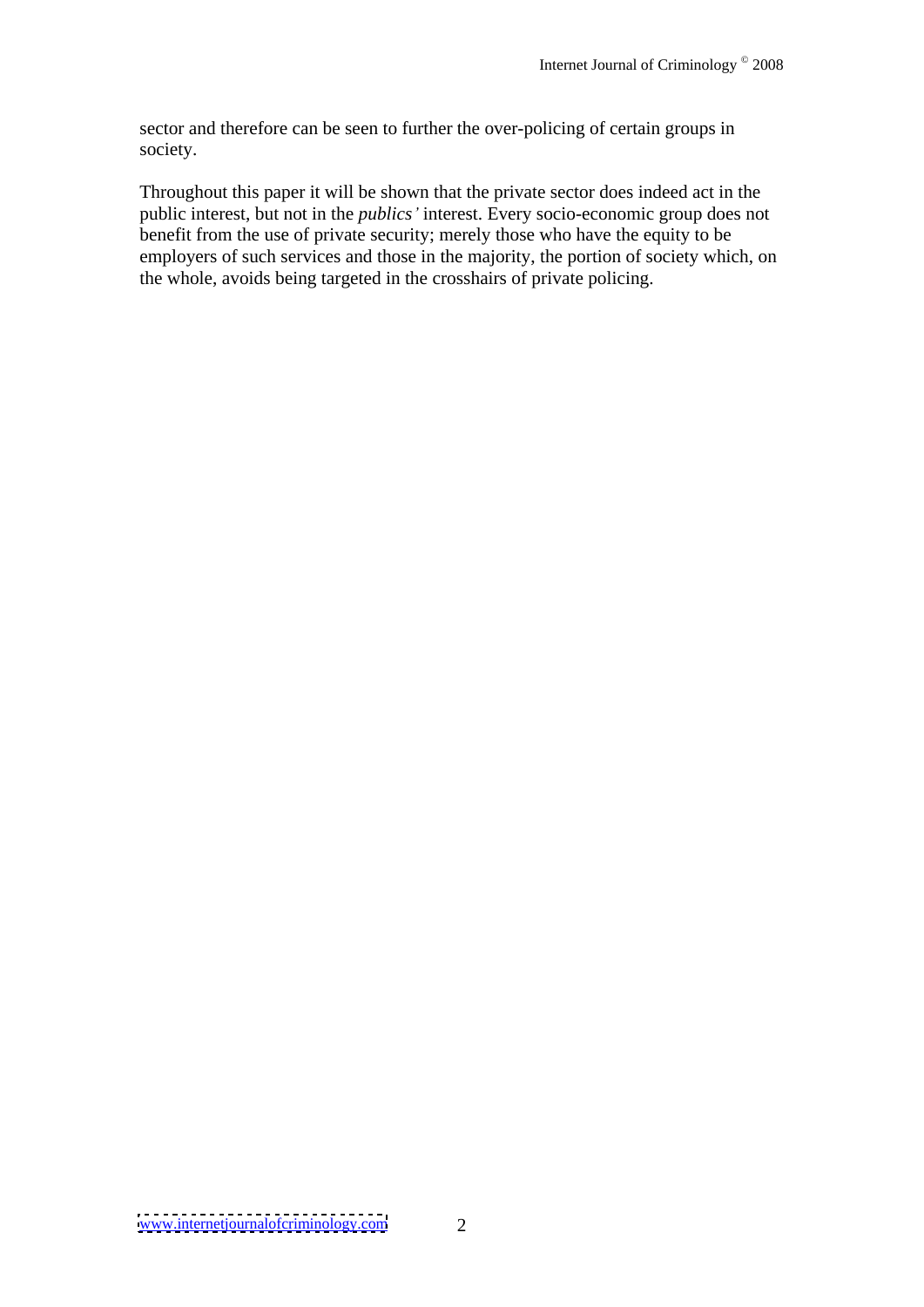sector and therefore can be seen to further the over-policing of certain groups in society.

Throughout this paper it will be shown that the private sector does indeed act in the public interest, but not in the *publics'* interest. Every socio-economic group does not benefit from the use of private security; merely those who have the equity to be employers of such services and those in the majority, the portion of society which, on the whole, avoids being targeted in the crosshairs of private policing.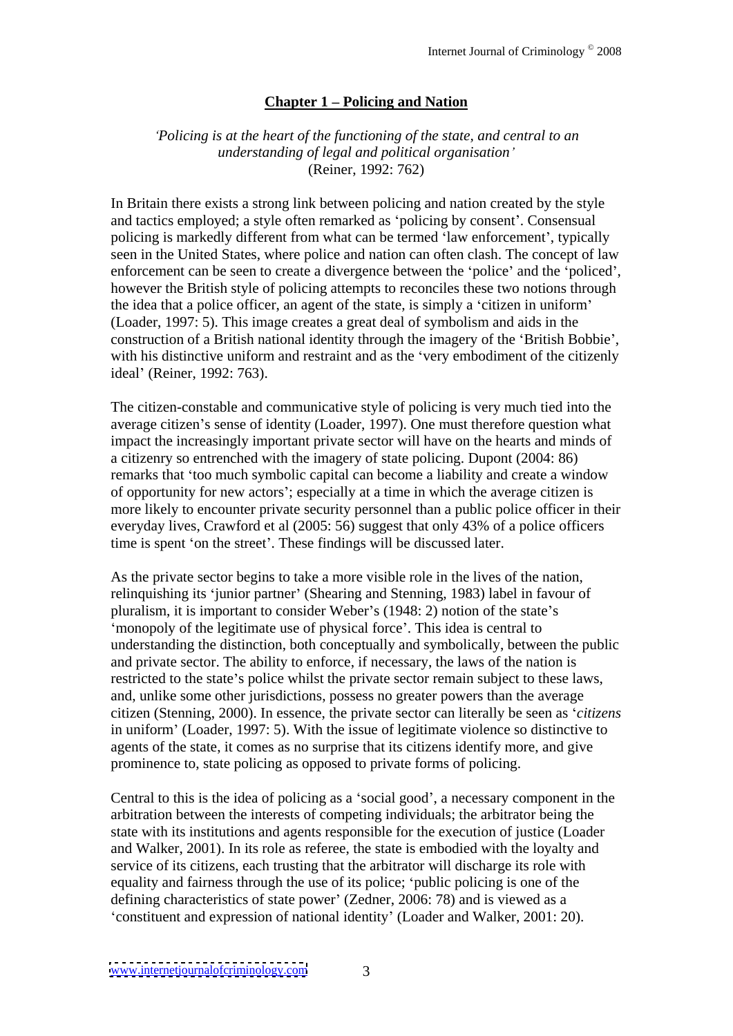# Chapter 1 – Policing and Nation

*'Policing is at the heart of the functioning of the state, and central to an understanding of legal and political organisation'*
(Reiner, 1992: 762)

In Britain there exists a strong link between policing and nation created by the style and tactics employed; a style often remarked as 'policing by consent'. Consensual policing is markedly different from what can be termed 'law enforcement', typically seen in the United States, where police and nation can often clash. The concept of law enforcement can be seen to create a divergence between the 'police' and the 'policed', however the British style of policing attempts to reconciles these two notions through the idea that a police officer, an agent of the state, is simply a 'citizen in uniform' (Loader, 1997: 5). This image creates a great deal of symbolism and aids in the construction of a British national identity through the imagery of the 'British Bobbie', with his distinctive uniform and restraint and as the 'very embodiment of the citizenly ideal' (Reiner, 1992: 763).

The citizen-constable and communicative style of policing is very much tied into the average citizen's sense of identity (Loader, 1997). One must therefore question what impact the increasingly important private sector will have on the hearts and minds of a citizenry so entrenched with the imagery of state policing. Dupont (2004: 86) remarks that 'too much symbolic capital can become a liability and create a window of opportunity for new actors'; especially at a time in which the average citizen is more likely to encounter private security personnel than a public police officer in their everyday lives, Crawford et al (2005: 56) suggest that only 43% of a police officers time is spent 'on the street'. These findings will be discussed later.

As the private sector begins to take a more visible role in the lives of the nation, relinquishing its 'junior partner' (Shearing and Stenning, 1983) label in favour of pluralism, it is important to consider Weber's (1948: 2) notion of the state's 'monopoly of the legitimate use of physical force'. This idea is central to understanding the distinction, both conceptually and symbolically, between the public and private sector. The ability to enforce, if necessary, the laws of the nation is restricted to the state's police whilst the private sector remain subject to these laws, and, unlike some other jurisdictions, possess no greater powers than the average citizen (Stenning, 2000). In essence, the private sector can literally be seen as '*citizens* in uniform' (Loader, 1997: 5). With the issue of legitimate violence so distinctive to agents of the state, it comes as no surprise that its citizens identify more, and give prominence to, state policing as opposed to private forms of policing.

Central to this is the idea of policing as a 'social good', a necessary component in the arbitration between the interests of competing individuals; the arbitrator being the state with its institutions and agents responsible for the execution of justice (Loader and Walker, 2001). In its role as referee, the state is embodied with the loyalty and service of its citizens, each trusting that the arbitrator will discharge its role with equality and fairness through the use of its police; 'public policing is one of the defining characteristics of state power' (Zedner, 2006: 78) and is viewed as a 'constituent and expression of national identity' (Loader and Walker, 2001: 20).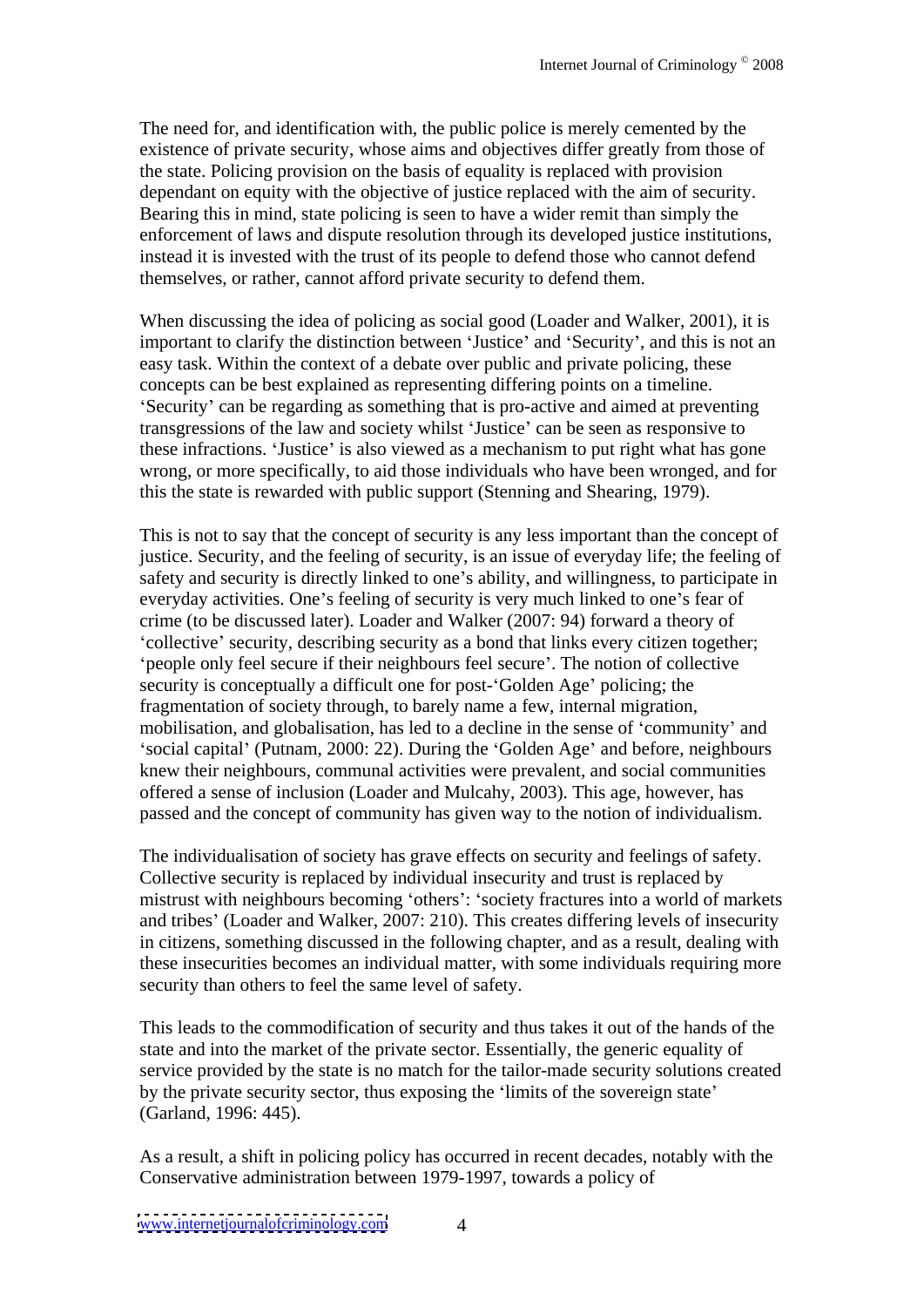The need for, and identification with, the public police is merely cemented by the existence of private security, whose aims and objectives differ greatly from those of the state. Policing provision on the basis of equality is replaced with provision dependant on equity with the objective of justice replaced with the aim of security. Bearing this in mind, state policing is seen to have a wider remit than simply the enforcement of laws and dispute resolution through its developed justice institutions, instead it is invested with the trust of its people to defend those who cannot defend themselves, or rather, cannot afford private security to defend them.

When discussing the idea of policing as social good (Loader and Walker, 2001), it is important to clarify the distinction between 'Justice' and 'Security', and this is not an easy task. Within the context of a debate over public and private policing, these concepts can be best explained as representing differing points on a timeline. 'Security' can be regarding as something that is pro-active and aimed at preventing transgressions of the law and society whilst 'Justice' can be seen as responsive to these infractions. 'Justice' is also viewed as a mechanism to put right what has gone wrong, or more specifically, to aid those individuals who have been wronged, and for this the state is rewarded with public support (Stenning and Shearing, 1979).

This is not to say that the concept of security is any less important than the concept of justice. Security, and the feeling of security, is an issue of everyday life; the feeling of safety and security is directly linked to one's ability, and willingness, to participate in everyday activities. One's feeling of security is very much linked to one's fear of crime (to be discussed later). Loader and Walker (2007: 94) forward a theory of 'collective' security, describing security as a bond that links every citizen together; 'people only feel secure if their neighbours feel secure'. The notion of collective security is conceptually a difficult one for post-'Golden Age' policing; the fragmentation of society through, to barely name a few, internal migration, mobilisation, and globalisation, has led to a decline in the sense of 'community' and 'social capital' (Putnam, 2000: 22). During the 'Golden Age' and before, neighbours knew their neighbours, communal activities were prevalent, and social communities offered a sense of inclusion (Loader and Mulcahy, 2003). This age, however, has passed and the concept of community has given way to the notion of individualism.

The individualisation of society has grave effects on security and feelings of safety. Collective security is replaced by individual insecurity and trust is replaced by mistrust with neighbours becoming 'others': 'society fractures into a world of markets and tribes' (Loader and Walker, 2007: 210). This creates differing levels of insecurity in citizens, something discussed in the following chapter, and as a result, dealing with these insecurities becomes an individual matter, with some individuals requiring more security than others to feel the same level of safety.

This leads to the commodification of security and thus takes it out of the hands of the state and into the market of the private sector. Essentially, the generic equality of service provided by the state is no match for the tailor-made security solutions created by the private security sector, thus exposing the 'limits of the sovereign state' (Garland, 1996: 445).

As a result, a shift in policing policy has occurred in recent decades, notably with the Conservative administration between 1979-1997, towards a policy of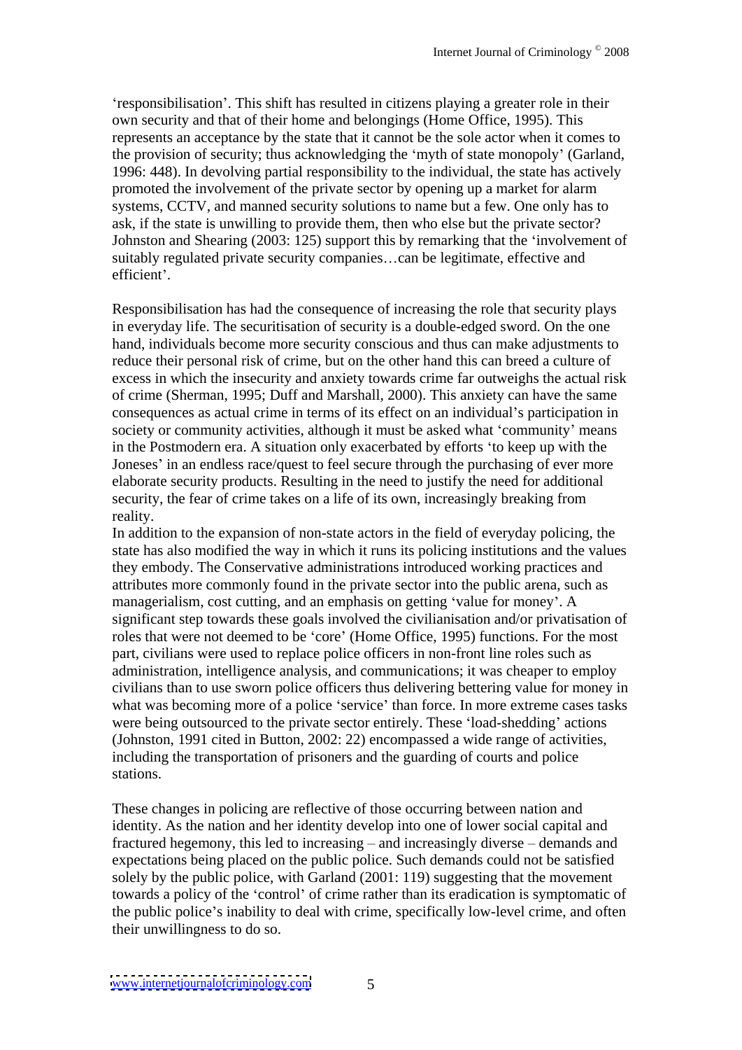'responsibilisation'. This shift has resulted in citizens playing a greater role in their own security and that of their home and belongings (Home Office, 1995). This represents an acceptance by the state that it cannot be the sole actor when it comes to the provision of security; thus acknowledging the 'myth of state monopoly' (Garland, 1996: 448). In devolving partial responsibility to the individual, the state has actively promoted the involvement of the private sector by opening up a market for alarm systems, CCTV, and manned security solutions to name but a few. One only has to ask, if the state is unwilling to provide them, then who else but the private sector? Johnston and Shearing (2003: 125) support this by remarking that the 'involvement of suitably regulated private security companies…can be legitimate, effective and efficient'.

Responsibilisation has had the consequence of increasing the role that security plays in everyday life. The securitisation of security is a double-edged sword. On the one hand, individuals become more security conscious and thus can make adjustments to reduce their personal risk of crime, but on the other hand this can breed a culture of excess in which the insecurity and anxiety towards crime far outweighs the actual risk of crime (Sherman, 1995; Duff and Marshall, 2000). This anxiety can have the same consequences as actual crime in terms of its effect on an individual's participation in society or community activities, although it must be asked what 'community' means in the Postmodern era. A situation only exacerbated by efforts 'to keep up with the Joneses' in an endless race/quest to feel secure through the purchasing of ever more elaborate security products. Resulting in the need to justify the need for additional security, the fear of crime takes on a life of its own, increasingly breaking from reality.

In addition to the expansion of non-state actors in the field of everyday policing, the state has also modified the way in which it runs its policing institutions and the values they embody. The Conservative administrations introduced working practices and attributes more commonly found in the private sector into the public arena, such as managerialism, cost cutting, and an emphasis on getting 'value for money'. A significant step towards these goals involved the civilianisation and/or privatisation of roles that were not deemed to be 'core' (Home Office, 1995) functions. For the most part, civilians were used to replace police officers in non-front line roles such as administration, intelligence analysis, and communications; it was cheaper to employ civilians than to use sworn police officers thus delivering bettering value for money in what was becoming more of a police 'service' than force. In more extreme cases tasks were being outsourced to the private sector entirely. These 'load-shedding' actions (Johnston, 1991 cited in Button, 2002: 22) encompassed a wide range of activities, including the transportation of prisoners and the guarding of courts and police stations.

These changes in policing are reflective of those occurring between nation and identity. As the nation and her identity develop into one of lower social capital and fractured hegemony, this led to increasing – and increasingly diverse – demands and expectations being placed on the public police. Such demands could not be satisfied solely by the public police, with Garland (2001: 119) suggesting that the movement towards a policy of the 'control' of crime rather than its eradication is symptomatic of the public police's inability to deal with crime, specifically low-level crime, and often their unwillingness to do so.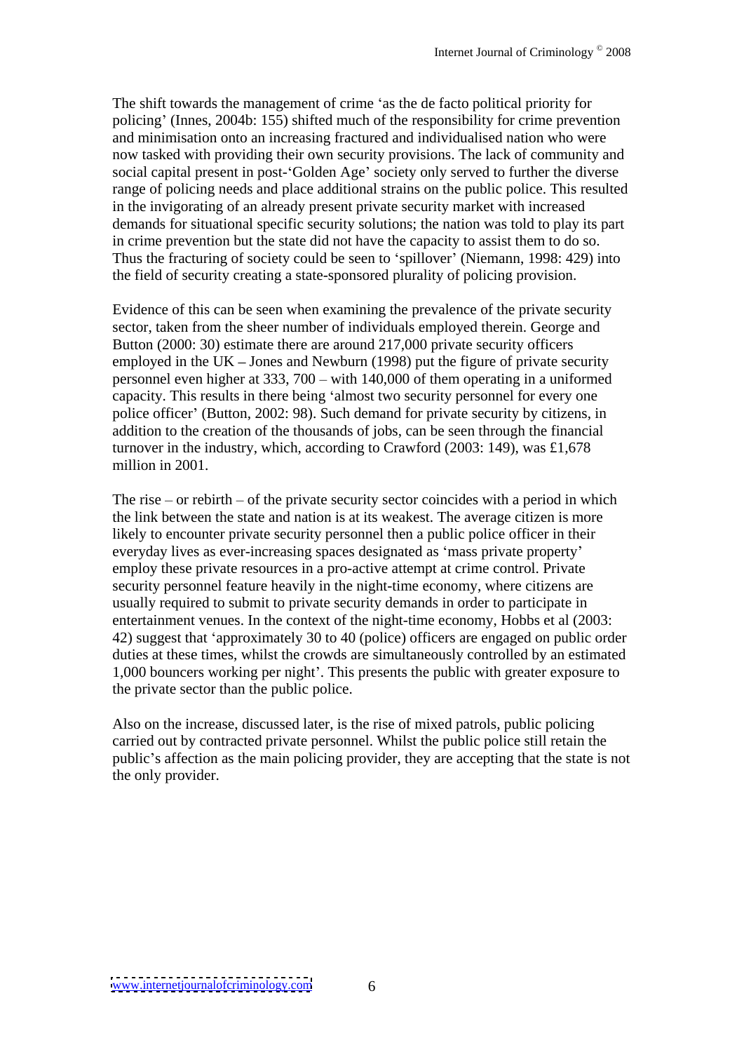The shift towards the management of crime 'as the de facto political priority for policing' (Innes, 2004b: 155) shifted much of the responsibility for crime prevention and minimisation onto an increasing fractured and individualised nation who were now tasked with providing their own security provisions. The lack of community and social capital present in post-'Golden Age' society only served to further the diverse range of policing needs and place additional strains on the public police. This resulted in the invigorating of an already present private security market with increased demands for situational specific security solutions; the nation was told to play its part in crime prevention but the state did not have the capacity to assist them to do so. Thus the fracturing of society could be seen to 'spillover' (Niemann, 1998: 429) into the field of security creating a state-sponsored plurality of policing provision.

Evidence of this can be seen when examining the prevalence of the private security sector, taken from the sheer number of individuals employed therein. George and Button (2000: 30) estimate there are around 217,000 private security officers employed in the UK – Jones and Newburn (1998) put the figure of private security personnel even higher at 333, 700 – with 140,000 of them operating in a uniformed capacity. This results in there being 'almost two security personnel for every one police officer' (Button, 2002: 98). Such demand for private security by citizens, in addition to the creation of the thousands of jobs, can be seen through the financial turnover in the industry, which, according to Crawford (2003: 149), was £1,678 million in 2001.

The rise – or rebirth – of the private security sector coincides with a period in which the link between the state and nation is at its weakest. The average citizen is more likely to encounter private security personnel then a public police officer in their everyday lives as ever-increasing spaces designated as 'mass private property' employ these private resources in a pro-active attempt at crime control. Private security personnel feature heavily in the night-time economy, where citizens are usually required to submit to private security demands in order to participate in entertainment venues. In the context of the night-time economy, Hobbs et al (2003: 42) suggest that 'approximately 30 to 40 (police) officers are engaged on public order duties at these times, whilst the crowds are simultaneously controlled by an estimated 1,000 bouncers working per night'. This presents the public with greater exposure to the private sector than the public police.

Also on the increase, discussed later, is the rise of mixed patrols, public policing carried out by contracted private personnel. Whilst the public police still retain the public's affection as the main policing provider, they are accepting that the state is not the only provider.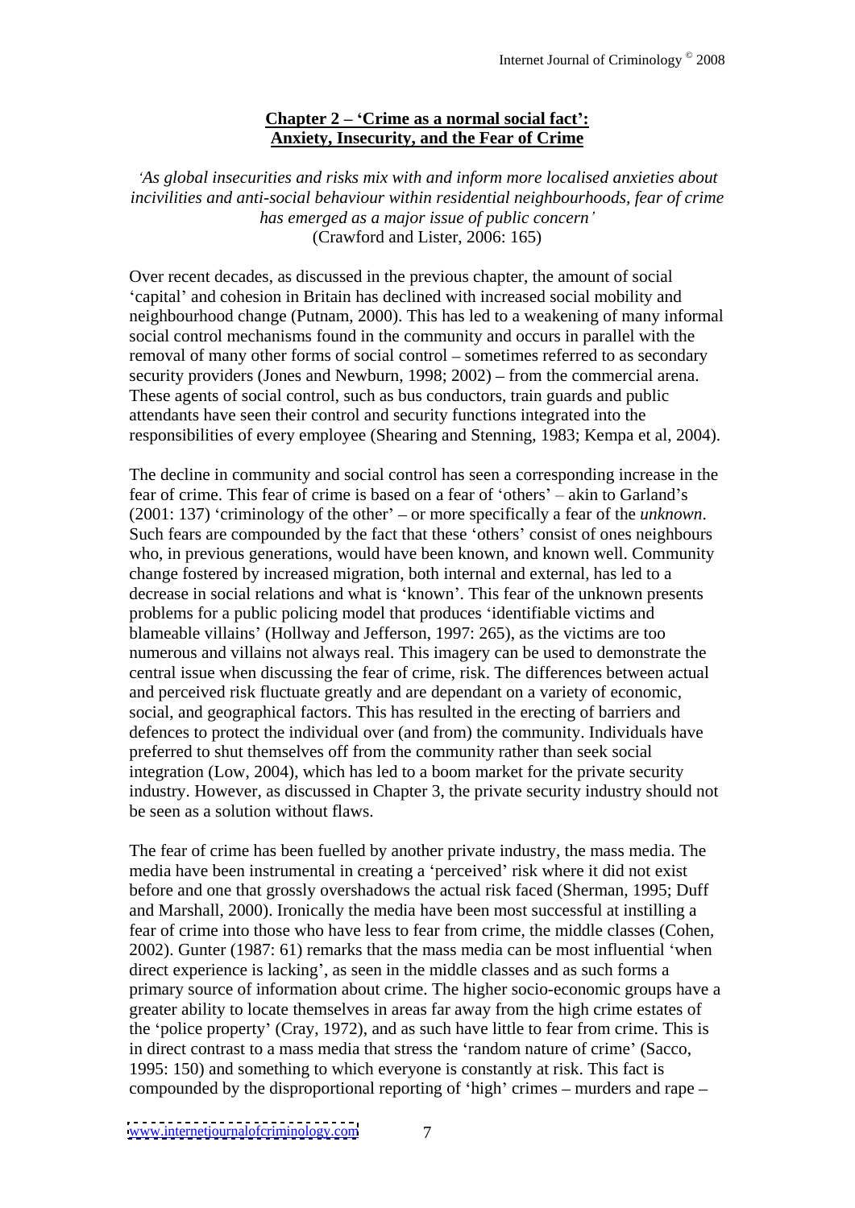## **Chapter 2 – 'Crime as a normal social fact': Anxiety, Insecurity, and the Fear of Crime**

*'As global insecurities and risks mix with and inform more localised anxieties about incivilities and anti-social behaviour within residential neighbourhoods, fear of crime has emerged as a major issue of public concern'*
(Crawford and Lister, 2006: 165)

Over recent decades, as discussed in the previous chapter, the amount of social 'capital' and cohesion in Britain has declined with increased social mobility and neighbourhood change (Putnam, 2000). This has led to a weakening of many informal social control mechanisms found in the community and occurs in parallel with the removal of many other forms of social control – sometimes referred to as secondary security providers (Jones and Newburn, 1998; 2002) – from the commercial arena. These agents of social control, such as bus conductors, train guards and public attendants have seen their control and security functions integrated into the responsibilities of every employee (Shearing and Stenning, 1983; Kempa et al, 2004).

The decline in community and social control has seen a corresponding increase in the fear of crime. This fear of crime is based on a fear of 'others' – akin to Garland's (2001: 137) 'criminology of the other' – or more specifically a fear of the *unknown*. Such fears are compounded by the fact that these 'others' consist of ones neighbours who, in previous generations, would have been known, and known well. Community change fostered by increased migration, both internal and external, has led to a decrease in social relations and what is 'known'. This fear of the unknown presents problems for a public policing model that produces 'identifiable victims and blameable villains' (Hollway and Jefferson, 1997: 265), as the victims are too numerous and villains not always real. This imagery can be used to demonstrate the central issue when discussing the fear of crime, risk. The differences between actual and perceived risk fluctuate greatly and are dependant on a variety of economic, social, and geographical factors. This has resulted in the erecting of barriers and defences to protect the individual over (and from) the community. Individuals have preferred to shut themselves off from the community rather than seek social integration (Low, 2004), which has led to a boom market for the private security industry. However, as discussed in Chapter 3, the private security industry should not be seen as a solution without flaws.

The fear of crime has been fuelled by another private industry, the mass media. The media have been instrumental in creating a 'perceived' risk where it did not exist before and one that grossly overshadows the actual risk faced (Sherman, 1995; Duff and Marshall, 2000). Ironically the media have been most successful at instilling a fear of crime into those who have less to fear from crime, the middle classes (Cohen, 2002). Gunter (1987: 61) remarks that the mass media can be most influential 'when direct experience is lacking', as seen in the middle classes and as such forms a primary source of information about crime. The higher socio-economic groups have a greater ability to locate themselves in areas far away from the high crime estates of the 'police property' (Cray, 1972), and as such have little to fear from crime. This is in direct contrast to a mass media that stress the 'random nature of crime' (Sacco, 1995: 150) and something to which everyone is constantly at risk. This fact is compounded by the disproportional reporting of 'high' crimes – murders and rape –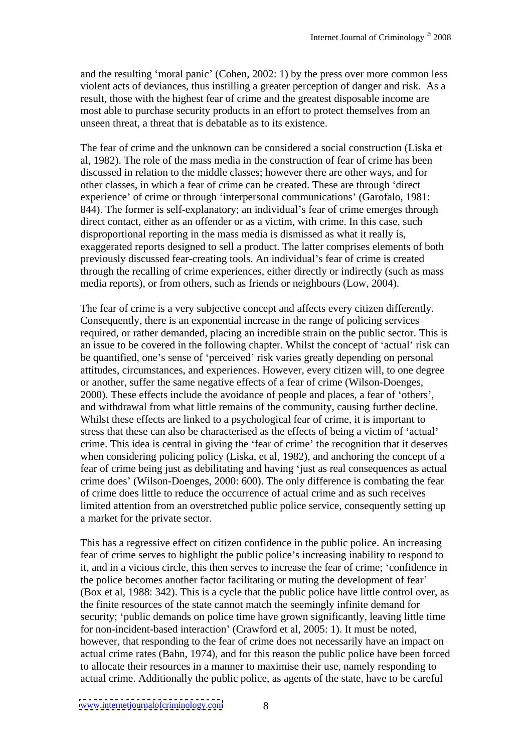and the resulting 'moral panic' (Cohen, 2002: 1) by the press over more common less violent acts of deviances, thus instilling a greater perception of danger and risk. As a result, those with the highest fear of crime and the greatest disposable income are most able to purchase security products in an effort to protect themselves from an unseen threat, a threat that is debatable as to its existence.

The fear of crime and the unknown can be considered a social construction (Liska et al, 1982). The role of the mass media in the construction of fear of crime has been discussed in relation to the middle classes; however there are other ways, and for other classes, in which a fear of crime can be created. These are through 'direct experience' of crime or through 'interpersonal communications' (Garofalo, 1981: 844). The former is self-explanatory; an individual's fear of crime emerges through direct contact, either as an offender or as a victim, with crime. In this case, such disproportional reporting in the mass media is dismissed as what it really is, exaggerated reports designed to sell a product. The latter comprises elements of both previously discussed fear-creating tools. An individual's fear of crime is created through the recalling of crime experiences, either directly or indirectly (such as mass media reports), or from others, such as friends or neighbours (Low, 2004).

The fear of crime is a very subjective concept and affects every citizen differently. Consequently, there is an exponential increase in the range of policing services required, or rather demanded, placing an incredible strain on the public sector. This is an issue to be covered in the following chapter. Whilst the concept of 'actual' risk can be quantified, one's sense of 'perceived' risk varies greatly depending on personal attitudes, circumstances, and experiences. However, every citizen will, to one degree or another, suffer the same negative effects of a fear of crime (Wilson-Doenges, 2000). These effects include the avoidance of people and places, a fear of 'others', and withdrawal from what little remains of the community, causing further decline. Whilst these effects are linked to a psychological fear of crime, it is important to stress that these can also be characterised as the effects of being a victim of 'actual' crime. This idea is central in giving the 'fear of crime' the recognition that it deserves when considering policing policy (Liska, et al, 1982), and anchoring the concept of a fear of crime being just as debilitating and having 'just as real consequences as actual crime does' (Wilson-Doenges, 2000: 600). The only difference is combating the fear of crime does little to reduce the occurrence of actual crime and as such receives limited attention from an overstretched public police service, consequently setting up a market for the private sector.

This has a regressive effect on citizen confidence in the public police. An increasing fear of crime serves to highlight the public police's increasing inability to respond to it, and in a vicious circle, this then serves to increase the fear of crime; 'confidence in the police becomes another factor facilitating or muting the development of fear' (Box et al, 1988: 342). This is a cycle that the public police have little control over, as the finite resources of the state cannot match the seemingly infinite demand for security; 'public demands on police time have grown significantly, leaving little time for non-incident-based interaction' (Crawford et al, 2005: 1). It must be noted, however, that responding to the fear of crime does not necessarily have an impact on actual crime rates (Bahn, 1974), and for this reason the public police have been forced to allocate their resources in a manner to maximise their use, namely responding to actual crime. Additionally the public police, as agents of the state, have to be careful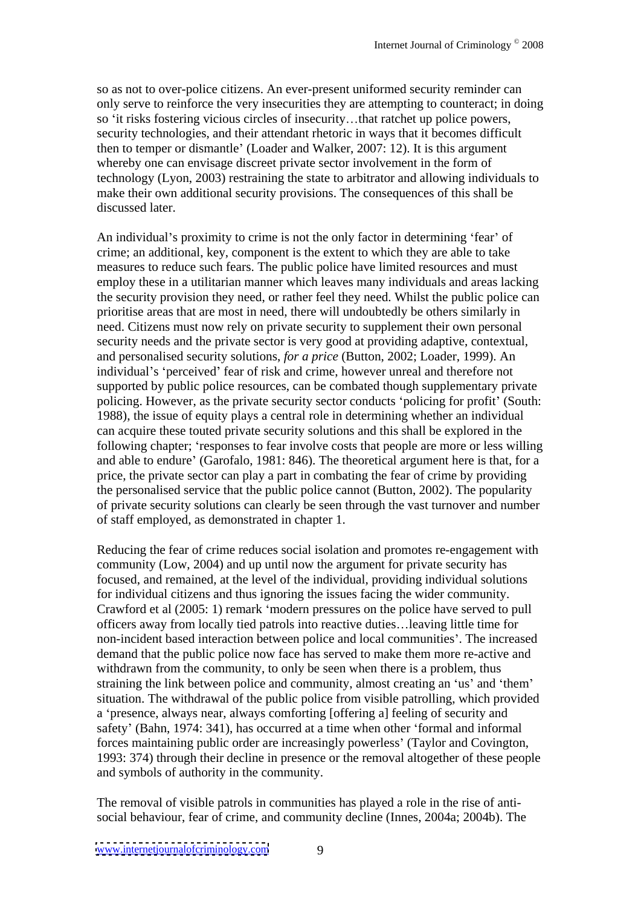so as not to over-police citizens. An ever-present uniformed security reminder can only serve to reinforce the very insecurities they are attempting to counteract; in doing so 'it risks fostering vicious circles of insecurity…that ratchet up police powers, security technologies, and their attendant rhetoric in ways that it becomes difficult then to temper or dismantle' (Loader and Walker, 2007: 12). It is this argument whereby one can envisage discreet private sector involvement in the form of technology (Lyon, 2003) restraining the state to arbitrator and allowing individuals to make their own additional security provisions. The consequences of this shall be discussed later.

An individual's proximity to crime is not the only factor in determining 'fear' of crime; an additional, key, component is the extent to which they are able to take measures to reduce such fears. The public police have limited resources and must employ these in a utilitarian manner which leaves many individuals and areas lacking the security provision they need, or rather feel they need. Whilst the public police can prioritise areas that are most in need, there will undoubtedly be others similarly in need. Citizens must now rely on private security to supplement their own personal security needs and the private sector is very good at providing adaptive, contextual, and personalised security solutions, *for a price* (Button, 2002; Loader, 1999). An individual's 'perceived' fear of risk and crime, however unreal and therefore not supported by public police resources, can be combated though supplementary private policing. However, as the private security sector conducts 'policing for profit' (South: 1988), the issue of equity plays a central role in determining whether an individual can acquire these touted private security solutions and this shall be explored in the following chapter; 'responses to fear involve costs that people are more or less willing and able to endure' (Garofalo, 1981: 846). The theoretical argument here is that, for a price, the private sector can play a part in combating the fear of crime by providing the personalised service that the public police cannot (Button, 2002). The popularity of private security solutions can clearly be seen through the vast turnover and number of staff employed, as demonstrated in chapter 1.

Reducing the fear of crime reduces social isolation and promotes re-engagement with community (Low, 2004) and up until now the argument for private security has focused, and remained, at the level of the individual, providing individual solutions for individual citizens and thus ignoring the issues facing the wider community. Crawford et al (2005: 1) remark 'modern pressures on the police have served to pull officers away from locally tied patrols into reactive duties…leaving little time for non-incident based interaction between police and local communities'. The increased demand that the public police now face has served to make them more re-active and withdrawn from the community, to only be seen when there is a problem, thus straining the link between police and community, almost creating an 'us' and 'them' situation. The withdrawal of the public police from visible patrolling, which provided a 'presence, always near, always comforting [offering a] feeling of security and safety' (Bahn, 1974: 341), has occurred at a time when other 'formal and informal forces maintaining public order are increasingly powerless' (Taylor and Covington, 1993: 374) through their decline in presence or the removal altogether of these people and symbols of authority in the community.

The removal of visible patrols in communities has played a role in the rise of anti-social behaviour, fear of crime, and community decline (Innes, 2004a; 2004b). The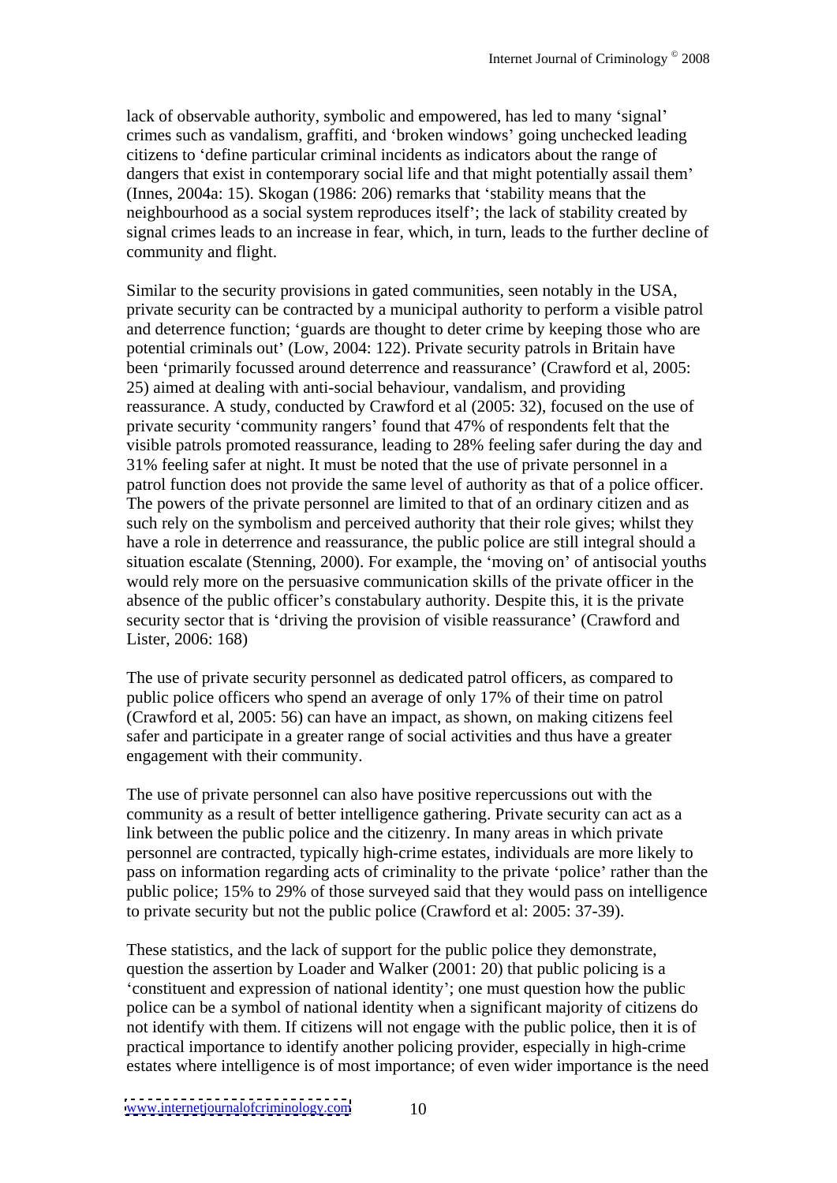lack of observable authority, symbolic and empowered, has led to many 'signal' crimes such as vandalism, graffiti, and 'broken windows' going unchecked leading citizens to 'define particular criminal incidents as indicators about the range of dangers that exist in contemporary social life and that might potentially assail them' (Innes, 2004a: 15). Skogan (1986: 206) remarks that 'stability means that the neighbourhood as a social system reproduces itself'; the lack of stability created by signal crimes leads to an increase in fear, which, in turn, leads to the further decline of community and flight.

Similar to the security provisions in gated communities, seen notably in the USA, private security can be contracted by a municipal authority to perform a visible patrol and deterrence function; 'guards are thought to deter crime by keeping those who are potential criminals out' (Low, 2004: 122). Private security patrols in Britain have been 'primarily focussed around deterrence and reassurance' (Crawford et al, 2005: 25) aimed at dealing with anti-social behaviour, vandalism, and providing reassurance. A study, conducted by Crawford et al (2005: 32), focused on the use of private security 'community rangers' found that 47% of respondents felt that the visible patrols promoted reassurance, leading to 28% feeling safer during the day and 31% feeling safer at night. It must be noted that the use of private personnel in a patrol function does not provide the same level of authority as that of a police officer. The powers of the private personnel are limited to that of an ordinary citizen and as such rely on the symbolism and perceived authority that their role gives; whilst they have a role in deterrence and reassurance, the public police are still integral should a situation escalate (Stenning, 2000). For example, the 'moving on' of antisocial youths would rely more on the persuasive communication skills of the private officer in the absence of the public officer's constabulary authority. Despite this, it is the private security sector that is 'driving the provision of visible reassurance' (Crawford and Lister, 2006: 168)

The use of private security personnel as dedicated patrol officers, as compared to public police officers who spend an average of only 17% of their time on patrol (Crawford et al, 2005: 56) can have an impact, as shown, on making citizens feel safer and participate in a greater range of social activities and thus have a greater engagement with their community.

The use of private personnel can also have positive repercussions out with the community as a result of better intelligence gathering. Private security can act as a link between the public police and the citizenry. In many areas in which private personnel are contracted, typically high-crime estates, individuals are more likely to pass on information regarding acts of criminality to the private 'police' rather than the public police; 15% to 29% of those surveyed said that they would pass on intelligence to private security but not the public police (Crawford et al: 2005: 37-39).

These statistics, and the lack of support for the public police they demonstrate, question the assertion by Loader and Walker (2001: 20) that public policing is a 'constituent and expression of national identity'; one must question how the public police can be a symbol of national identity when a significant majority of citizens do not identify with them. If citizens will not engage with the public police, then it is of practical importance to identify another policing provider, especially in high-crime estates where intelligence is of most importance; of even wider importance is the need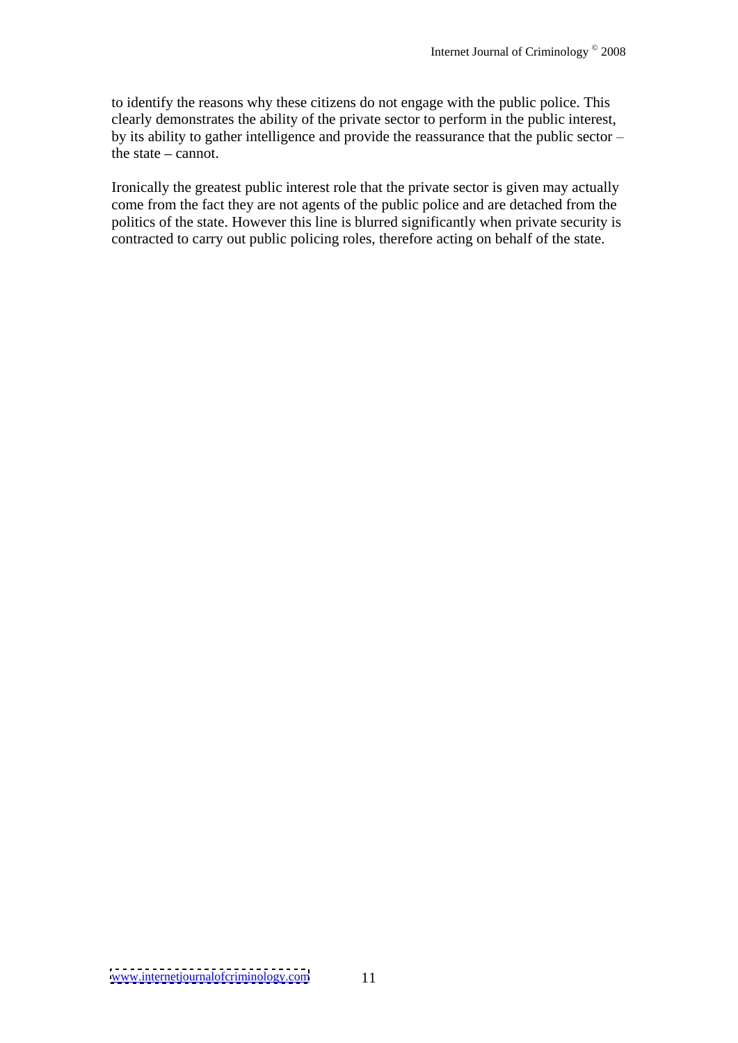to identify the reasons why these citizens do not engage with the public police. This clearly demonstrates the ability of the private sector to perform in the public interest, by its ability to gather intelligence and provide the reassurance that the public sector – the state – cannot.

Ironically the greatest public interest role that the private sector is given may actually come from the fact they are not agents of the public police and are detached from the politics of the state. However this line is blurred significantly when private security is contracted to carry out public policing roles, therefore acting on behalf of the state.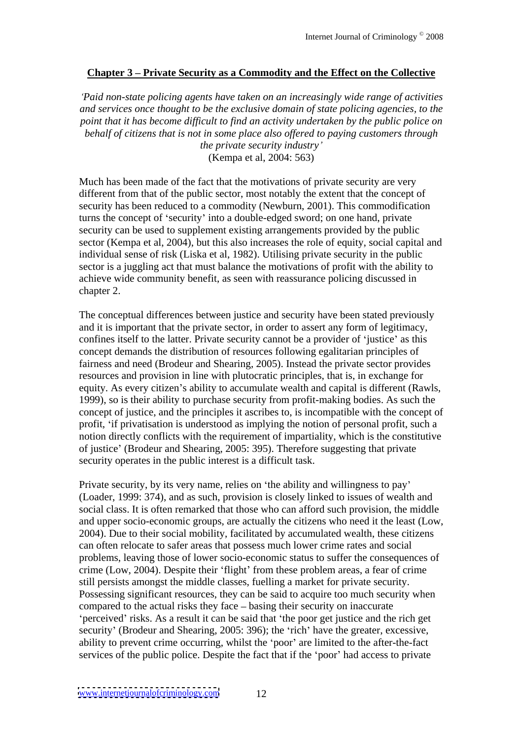## Chapter 3 – Private Security as a Commodity and the Effect on the Collective

*'Paid non-state policing agents have taken on an increasingly wide range of activities and services once thought to be the exclusive domain of state policing agencies, to the point that it has become difficult to find an activity undertaken by the public police on behalf of citizens that is not in some place also offered to paying customers through the private security industry'*
(Kempa et al, 2004: 563)

Much has been made of the fact that the motivations of private security are very different from that of the public sector, most notably the extent that the concept of security has been reduced to a commodity (Newburn, 2001). This commodification turns the concept of 'security' into a double-edged sword; on one hand, private security can be used to supplement existing arrangements provided by the public sector (Kempa et al, 2004), but this also increases the role of equity, social capital and individual sense of risk (Liska et al, 1982). Utilising private security in the public sector is a juggling act that must balance the motivations of profit with the ability to achieve wide community benefit, as seen with reassurance policing discussed in chapter 2.

The conceptual differences between justice and security have been stated previously and it is important that the private sector, in order to assert any form of legitimacy, confines itself to the latter. Private security cannot be a provider of 'justice' as this concept demands the distribution of resources following egalitarian principles of fairness and need (Brodeur and Shearing, 2005). Instead the private sector provides resources and provision in line with plutocratic principles, that is, in exchange for equity. As every citizen's ability to accumulate wealth and capital is different (Rawls, 1999), so is their ability to purchase security from profit-making bodies. As such the concept of justice, and the principles it ascribes to, is incompatible with the concept of profit, 'if privatisation is understood as implying the notion of personal profit, such a notion directly conflicts with the requirement of impartiality, which is the constitutive of justice' (Brodeur and Shearing, 2005: 395). Therefore suggesting that private security operates in the public interest is a difficult task.

Private security, by its very name, relies on 'the ability and willingness to pay' (Loader, 1999: 374), and as such, provision is closely linked to issues of wealth and social class. It is often remarked that those who can afford such provision, the middle and upper socio-economic groups, are actually the citizens who need it the least (Low, 2004). Due to their social mobility, facilitated by accumulated wealth, these citizens can often relocate to safer areas that possess much lower crime rates and social problems, leaving those of lower socio-economic status to suffer the consequences of crime (Low, 2004). Despite their 'flight' from these problem areas, a fear of crime still persists amongst the middle classes, fuelling a market for private security. Possessing significant resources, they can be said to acquire too much security when compared to the actual risks they face – basing their security on inaccurate 'perceived' risks. As a result it can be said that 'the poor get justice and the rich get security' (Brodeur and Shearing, 2005: 396); the 'rich' have the greater, excessive, ability to prevent crime occurring, whilst the 'poor' are limited to the after-the-fact services of the public police. Despite the fact that if the 'poor' had access to private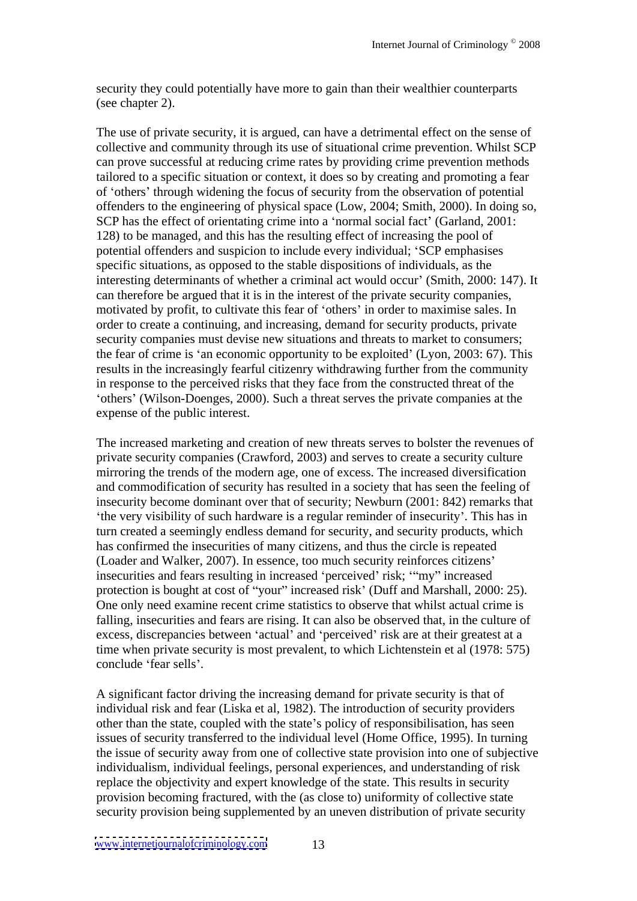security they could potentially have more to gain than their wealthier counterparts (see chapter 2).

The use of private security, it is argued, can have a detrimental effect on the sense of collective and community through its use of situational crime prevention. Whilst SCP can prove successful at reducing crime rates by providing crime prevention methods tailored to a specific situation or context, it does so by creating and promoting a fear of 'others' through widening the focus of security from the observation of potential offenders to the engineering of physical space (Low, 2004; Smith, 2000). In doing so, SCP has the effect of orientating crime into a 'normal social fact' (Garland, 2001: 128) to be managed, and this has the resulting effect of increasing the pool of potential offenders and suspicion to include every individual; 'SCP emphasises specific situations, as opposed to the stable dispositions of individuals, as the interesting determinants of whether a criminal act would occur' (Smith, 2000: 147). It can therefore be argued that it is in the interest of the private security companies, motivated by profit, to cultivate this fear of 'others' in order to maximise sales. In order to create a continuing, and increasing, demand for security products, private security companies must devise new situations and threats to market to consumers; the fear of crime is 'an economic opportunity to be exploited' (Lyon, 2003: 67). This results in the increasingly fearful citizenry withdrawing further from the community in response to the perceived risks that they face from the constructed threat of the 'others' (Wilson-Doenges, 2000). Such a threat serves the private companies at the expense of the public interest.

The increased marketing and creation of new threats serves to bolster the revenues of private security companies (Crawford, 2003) and serves to create a security culture mirroring the trends of the modern age, one of excess. The increased diversification and commodification of security has resulted in a society that has seen the feeling of insecurity become dominant over that of security; Newburn (2001: 842) remarks that 'the very visibility of such hardware is a regular reminder of insecurity'. This has in turn created a seemingly endless demand for security, and security products, which has confirmed the insecurities of many citizens, and thus the circle is repeated (Loader and Walker, 2007). In essence, too much security reinforces citizens' insecurities and fears resulting in increased 'perceived' risk; '"my" increased protection is bought at cost of "your" increased risk' (Duff and Marshall, 2000: 25). One only need examine recent crime statistics to observe that whilst actual crime is falling, insecurities and fears are rising. It can also be observed that, in the culture of excess, discrepancies between 'actual' and 'perceived' risk are at their greatest at a time when private security is most prevalent, to which Lichtenstein et al (1978: 575) conclude 'fear sells'.

A significant factor driving the increasing demand for private security is that of individual risk and fear (Liska et al, 1982). The introduction of security providers other than the state, coupled with the state's policy of responsibilisation, has seen issues of security transferred to the individual level (Home Office, 1995). In turning the issue of security away from one of collective state provision into one of subjective individualism, individual feelings, personal experiences, and understanding of risk replace the objectivity and expert knowledge of the state. This results in security provision becoming fractured, with the (as close to) uniformity of collective state security provision being supplemented by an uneven distribution of private security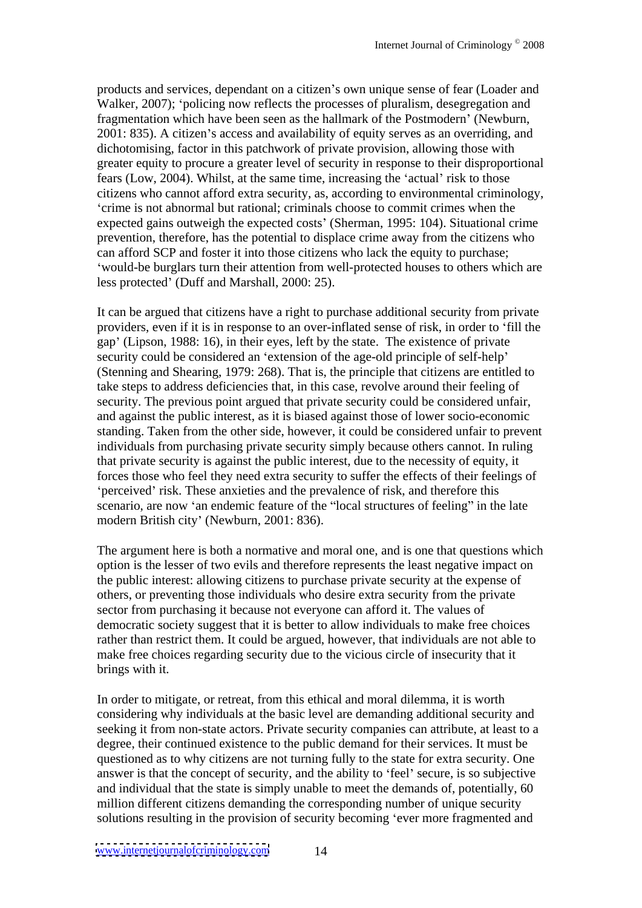products and services, dependant on a citizen's own unique sense of fear (Loader and Walker, 2007); 'policing now reflects the processes of pluralism, desegregation and fragmentation which have been seen as the hallmark of the Postmodern' (Newburn, 2001: 835). A citizen's access and availability of equity serves as an overriding, and dichotomising, factor in this patchwork of private provision, allowing those with greater equity to procure a greater level of security in response to their disproportional fears (Low, 2004). Whilst, at the same time, increasing the 'actual' risk to those citizens who cannot afford extra security, as, according to environmental criminology, 'crime is not abnormal but rational; criminals choose to commit crimes when the expected gains outweigh the expected costs' (Sherman, 1995: 104). Situational crime prevention, therefore, has the potential to displace crime away from the citizens who can afford SCP and foster it into those citizens who lack the equity to purchase; 'would-be burglars turn their attention from well-protected houses to others which are less protected' (Duff and Marshall, 2000: 25).

It can be argued that citizens have a right to purchase additional security from private providers, even if it is in response to an over-inflated sense of risk, in order to 'fill the gap' (Lipson, 1988: 16), in their eyes, left by the state. The existence of private security could be considered an 'extension of the age-old principle of self-help' (Stenning and Shearing, 1979: 268). That is, the principle that citizens are entitled to take steps to address deficiencies that, in this case, revolve around their feeling of security. The previous point argued that private security could be considered unfair, and against the public interest, as it is biased against those of lower socio-economic standing. Taken from the other side, however, it could be considered unfair to prevent individuals from purchasing private security simply because others cannot. In ruling that private security is against the public interest, due to the necessity of equity, it forces those who feel they need extra security to suffer the effects of their feelings of 'perceived' risk. These anxieties and the prevalence of risk, and therefore this scenario, are now 'an endemic feature of the "local structures of feeling" in the late modern British city' (Newburn, 2001: 836).

The argument here is both a normative and moral one, and is one that questions which option is the lesser of two evils and therefore represents the least negative impact on the public interest: allowing citizens to purchase private security at the expense of others, or preventing those individuals who desire extra security from the private sector from purchasing it because not everyone can afford it. The values of democratic society suggest that it is better to allow individuals to make free choices rather than restrict them. It could be argued, however, that individuals are not able to make free choices regarding security due to the vicious circle of insecurity that it brings with it.

In order to mitigate, or retreat, from this ethical and moral dilemma, it is worth considering why individuals at the basic level are demanding additional security and seeking it from non-state actors. Private security companies can attribute, at least to a degree, their continued existence to the public demand for their services. It must be questioned as to why citizens are not turning fully to the state for extra security. One answer is that the concept of security, and the ability to 'feel' secure, is so subjective and individual that the state is simply unable to meet the demands of, potentially, 60 million different citizens demanding the corresponding number of unique security solutions resulting in the provision of security becoming 'ever more fragmented and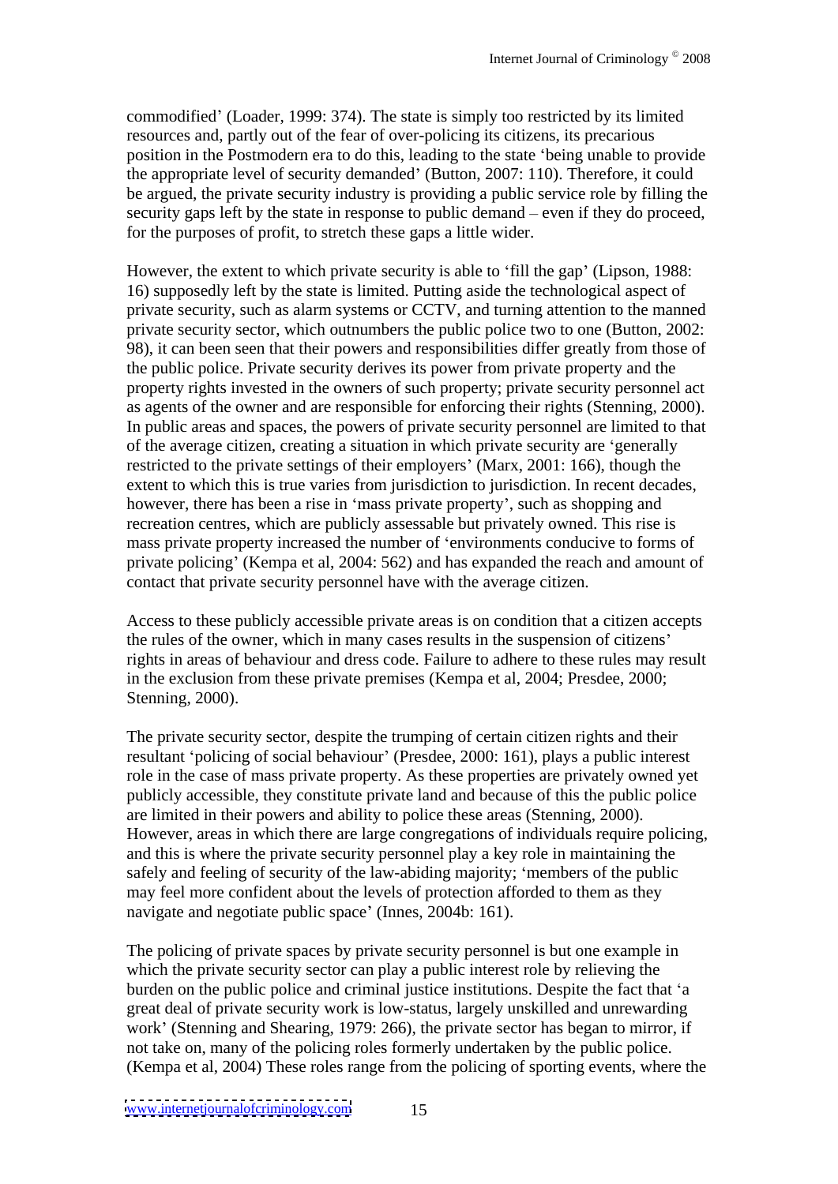commodified' (Loader, 1999: 374). The state is simply too restricted by its limited resources and, partly out of the fear of over-policing its citizens, its precarious position in the Postmodern era to do this, leading to the state 'being unable to provide the appropriate level of security demanded' (Button, 2007: 110). Therefore, it could be argued, the private security industry is providing a public service role by filling the security gaps left by the state in response to public demand – even if they do proceed, for the purposes of profit, to stretch these gaps a little wider.

However, the extent to which private security is able to 'fill the gap' (Lipson, 1988: 16) supposedly left by the state is limited. Putting aside the technological aspect of private security, such as alarm systems or CCTV, and turning attention to the manned private security sector, which outnumbers the public police two to one (Button, 2002: 98), it can been seen that their powers and responsibilities differ greatly from those of the public police. Private security derives its power from private property and the property rights invested in the owners of such property; private security personnel act as agents of the owner and are responsible for enforcing their rights (Stenning, 2000). In public areas and spaces, the powers of private security personnel are limited to that of the average citizen, creating a situation in which private security are 'generally restricted to the private settings of their employers' (Marx, 2001: 166), though the extent to which this is true varies from jurisdiction to jurisdiction. In recent decades, however, there has been a rise in 'mass private property', such as shopping and recreation centres, which are publicly assessable but privately owned. This rise is mass private property increased the number of 'environments conducive to forms of private policing' (Kempa et al, 2004: 562) and has expanded the reach and amount of contact that private security personnel have with the average citizen.

Access to these publicly accessible private areas is on condition that a citizen accepts the rules of the owner, which in many cases results in the suspension of citizens' rights in areas of behaviour and dress code. Failure to adhere to these rules may result in the exclusion from these private premises (Kempa et al, 2004; Presdee, 2000; Stenning, 2000).

The private security sector, despite the trumping of certain citizen rights and their resultant 'policing of social behaviour' (Presdee, 2000: 161), plays a public interest role in the case of mass private property. As these properties are privately owned yet publicly accessible, they constitute private land and because of this the public police are limited in their powers and ability to police these areas (Stenning, 2000). However, areas in which there are large congregations of individuals require policing, and this is where the private security personnel play a key role in maintaining the safely and feeling of security of the law-abiding majority; 'members of the public may feel more confident about the levels of protection afforded to them as they navigate and negotiate public space' (Innes, 2004b: 161).

The policing of private spaces by private security personnel is but one example in which the private security sector can play a public interest role by relieving the burden on the public police and criminal justice institutions. Despite the fact that 'a great deal of private security work is low-status, largely unskilled and unrewarding work' (Stenning and Shearing, 1979: 266), the private sector has began to mirror, if not take on, many of the policing roles formerly undertaken by the public police. (Kempa et al, 2004) These roles range from the policing of sporting events, where the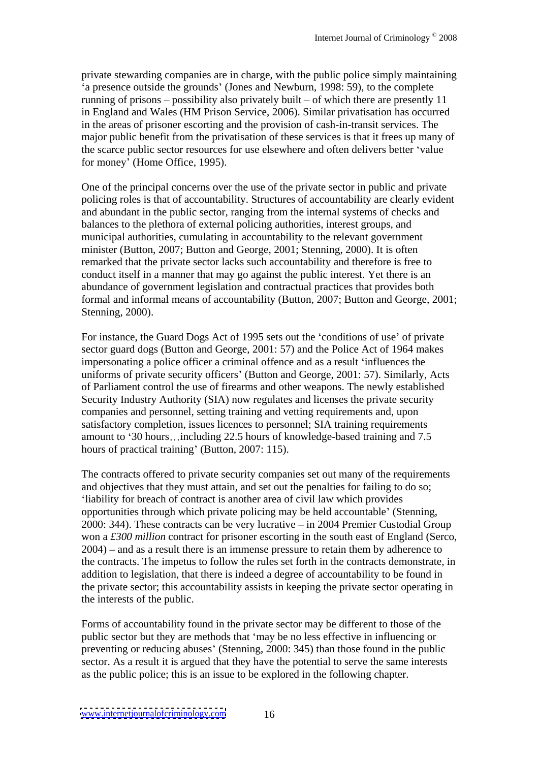private stewarding companies are in charge, with the public police simply maintaining 'a presence outside the grounds' (Jones and Newburn, 1998: 59), to the complete running of prisons – possibility also privately built – of which there are presently 11 in England and Wales (HM Prison Service, 2006). Similar privatisation has occurred in the areas of prisoner escorting and the provision of cash-in-transit services. The major public benefit from the privatisation of these services is that it frees up many of the scarce public sector resources for use elsewhere and often delivers better 'value for money' (Home Office, 1995).

One of the principal concerns over the use of the private sector in public and private policing roles is that of accountability. Structures of accountability are clearly evident and abundant in the public sector, ranging from the internal systems of checks and balances to the plethora of external policing authorities, interest groups, and municipal authorities, cumulating in accountability to the relevant government minister (Button, 2007; Button and George, 2001; Stenning, 2000). It is often remarked that the private sector lacks such accountability and therefore is free to conduct itself in a manner that may go against the public interest. Yet there is an abundance of government legislation and contractual practices that provides both formal and informal means of accountability (Button, 2007; Button and George, 2001; Stenning, 2000).

For instance, the Guard Dogs Act of 1995 sets out the 'conditions of use' of private sector guard dogs (Button and George, 2001: 57) and the Police Act of 1964 makes impersonating a police officer a criminal offence and as a result 'influences the uniforms of private security officers' (Button and George, 2001: 57). Similarly, Acts of Parliament control the use of firearms and other weapons. The newly established Security Industry Authority (SIA) now regulates and licenses the private security companies and personnel, setting training and vetting requirements and, upon satisfactory completion, issues licences to personnel; SIA training requirements amount to '30 hours…including 22.5 hours of knowledge-based training and 7.5 hours of practical training' (Button, 2007: 115).

The contracts offered to private security companies set out many of the requirements and objectives that they must attain, and set out the penalties for failing to do so; 'liability for breach of contract is another area of civil law which provides opportunities through which private policing may be held accountable' (Stenning, 2000: 344). These contracts can be very lucrative – in 2004 Premier Custodial Group won a *£300 million* contract for prisoner escorting in the south east of England (Serco, 2004) – and as a result there is an immense pressure to retain them by adherence to the contracts. The impetus to follow the rules set forth in the contracts demonstrate, in addition to legislation, that there is indeed a degree of accountability to be found in the private sector; this accountability assists in keeping the private sector operating in the interests of the public.

Forms of accountability found in the private sector may be different to those of the public sector but they are methods that 'may be no less effective in influencing or preventing or reducing abuses' (Stenning, 2000: 345) than those found in the public sector. As a result it is argued that they have the potential to serve the same interests as the public police; this is an issue to be explored in the following chapter.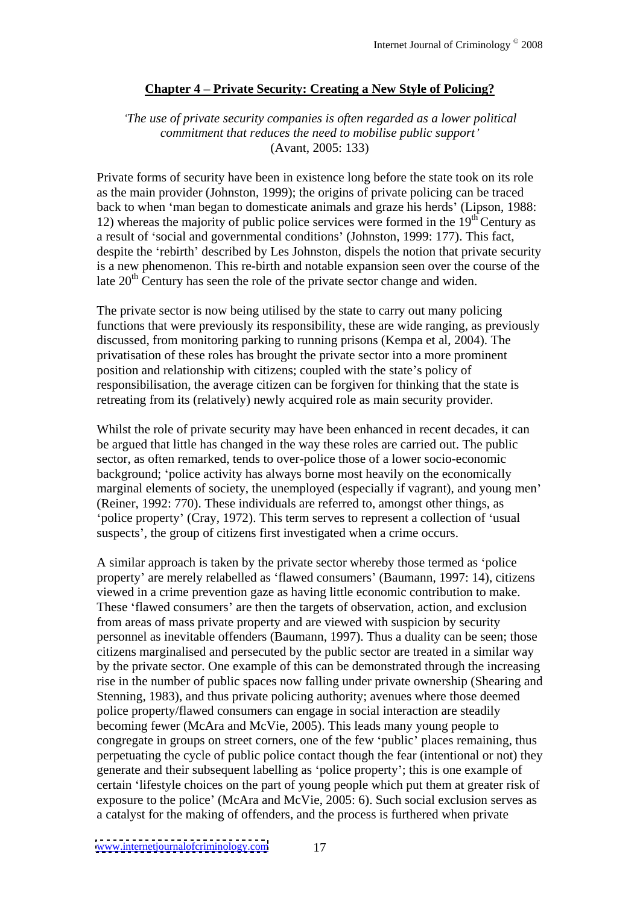## Chapter 4 – Private Security: Creating a New Style of Policing?

*'The use of private security companies is often regarded as a lower political commitment that reduces the need to mobilise public support'*
(Avant, 2005: 133)

Private forms of security have been in existence long before the state took on its role as the main provider (Johnston, 1999); the origins of private policing can be traced back to when 'man began to domesticate animals and graze his herds' (Lipson, 1988: 12) whereas the majority of public police services were formed in the 19th Century as a result of 'social and governmental conditions' (Johnston, 1999: 177). This fact, despite the 'rebirth' described by Les Johnston, dispels the notion that private security is a new phenomenon. This re-birth and notable expansion seen over the course of the late 20th Century has seen the role of the private sector change and widen.

The private sector is now being utilised by the state to carry out many policing functions that were previously its responsibility, these are wide ranging, as previously discussed, from monitoring parking to running prisons (Kempa et al, 2004). The privatisation of these roles has brought the private sector into a more prominent position and relationship with citizens; coupled with the state's policy of responsibilisation, the average citizen can be forgiven for thinking that the state is retreating from its (relatively) newly acquired role as main security provider.

Whilst the role of private security may have been enhanced in recent decades, it can be argued that little has changed in the way these roles are carried out. The public sector, as often remarked, tends to over-police those of a lower socio-economic background; 'police activity has always borne most heavily on the economically marginal elements of society, the unemployed (especially if vagrant), and young men' (Reiner, 1992: 770). These individuals are referred to, amongst other things, as 'police property' (Cray, 1972). This term serves to represent a collection of 'usual suspects', the group of citizens first investigated when a crime occurs.

A similar approach is taken by the private sector whereby those termed as 'police property' are merely relabelled as 'flawed consumers' (Baumann, 1997: 14), citizens viewed in a crime prevention gaze as having little economic contribution to make. These 'flawed consumers' are then the targets of observation, action, and exclusion from areas of mass private property and are viewed with suspicion by security personnel as inevitable offenders (Baumann, 1997). Thus a duality can be seen; those citizens marginalised and persecuted by the public sector are treated in a similar way by the private sector. One example of this can be demonstrated through the increasing rise in the number of public spaces now falling under private ownership (Shearing and Stenning, 1983), and thus private policing authority; avenues where those deemed police property/flawed consumers can engage in social interaction are steadily becoming fewer (McAra and McVie, 2005). This leads many young people to congregate in groups on street corners, one of the few 'public' places remaining, thus perpetuating the cycle of public police contact though the fear (intentional or not) they generate and their subsequent labelling as 'police property'; this is one example of certain 'lifestyle choices on the part of young people which put them at greater risk of exposure to the police' (McAra and McVie, 2005: 6). Such social exclusion serves as a catalyst for the making of offenders, and the process is furthered when private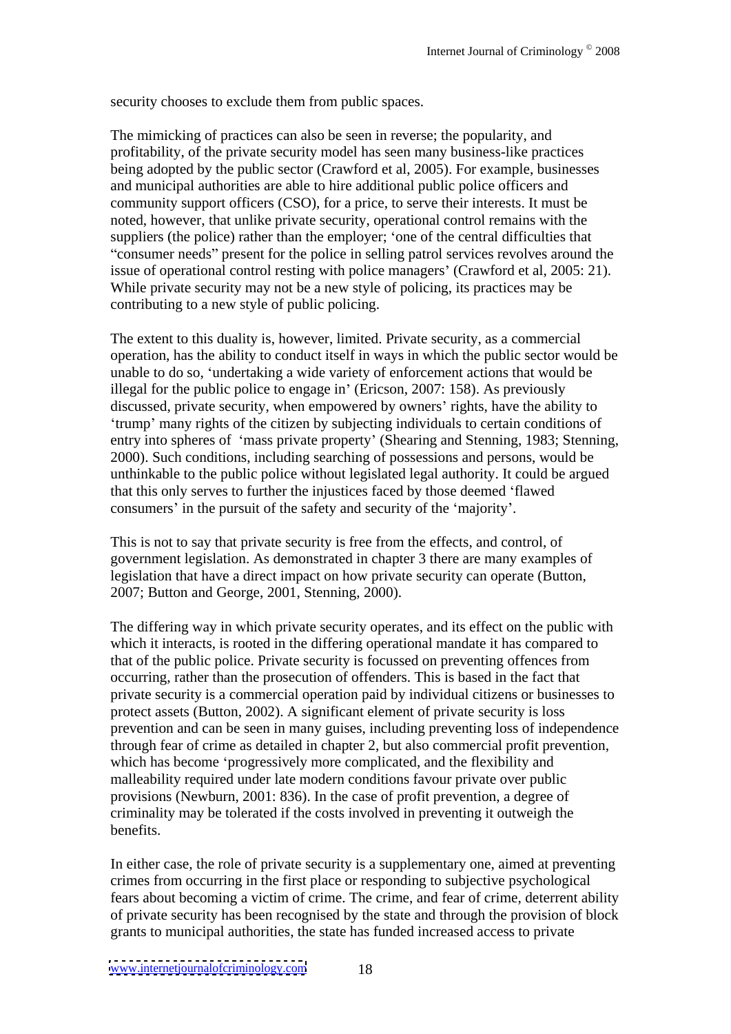security chooses to exclude them from public spaces.

The mimicking of practices can also be seen in reverse; the popularity, and profitability, of the private security model has seen many business-like practices being adopted by the public sector (Crawford et al, 2005). For example, businesses and municipal authorities are able to hire additional public police officers and community support officers (CSO), for a price, to serve their interests. It must be noted, however, that unlike private security, operational control remains with the suppliers (the police) rather than the employer; 'one of the central difficulties that "consumer needs" present for the police in selling patrol services revolves around the issue of operational control resting with police managers' (Crawford et al, 2005: 21). While private security may not be a new style of policing, its practices may be contributing to a new style of public policing.

The extent to this duality is, however, limited. Private security, as a commercial operation, has the ability to conduct itself in ways in which the public sector would be unable to do so, 'undertaking a wide variety of enforcement actions that would be illegal for the public police to engage in' (Ericson, 2007: 158). As previously discussed, private security, when empowered by owners' rights, have the ability to 'trump' many rights of the citizen by subjecting individuals to certain conditions of entry into spheres of 'mass private property' (Shearing and Stenning, 1983; Stenning, 2000). Such conditions, including searching of possessions and persons, would be unthinkable to the public police without legislated legal authority. It could be argued that this only serves to further the injustices faced by those deemed 'flawed consumers' in the pursuit of the safety and security of the 'majority'.

This is not to say that private security is free from the effects, and control, of government legislation. As demonstrated in chapter 3 there are many examples of legislation that have a direct impact on how private security can operate (Button, 2007; Button and George, 2001, Stenning, 2000).

The differing way in which private security operates, and its effect on the public with which it interacts, is rooted in the differing operational mandate it has compared to that of the public police. Private security is focussed on preventing offences from occurring, rather than the prosecution of offenders. This is based in the fact that private security is a commercial operation paid by individual citizens or businesses to protect assets (Button, 2002). A significant element of private security is loss prevention and can be seen in many guises, including preventing loss of independence through fear of crime as detailed in chapter 2, but also commercial profit prevention, which has become 'progressively more complicated, and the flexibility and malleability required under late modern conditions favour private over public provisions (Newburn, 2001: 836). In the case of profit prevention, a degree of criminality may be tolerated if the costs involved in preventing it outweigh the benefits.

In either case, the role of private security is a supplementary one, aimed at preventing crimes from occurring in the first place or responding to subjective psychological fears about becoming a victim of crime. The crime, and fear of crime, deterrent ability of private security has been recognised by the state and through the provision of block grants to municipal authorities, the state has funded increased access to private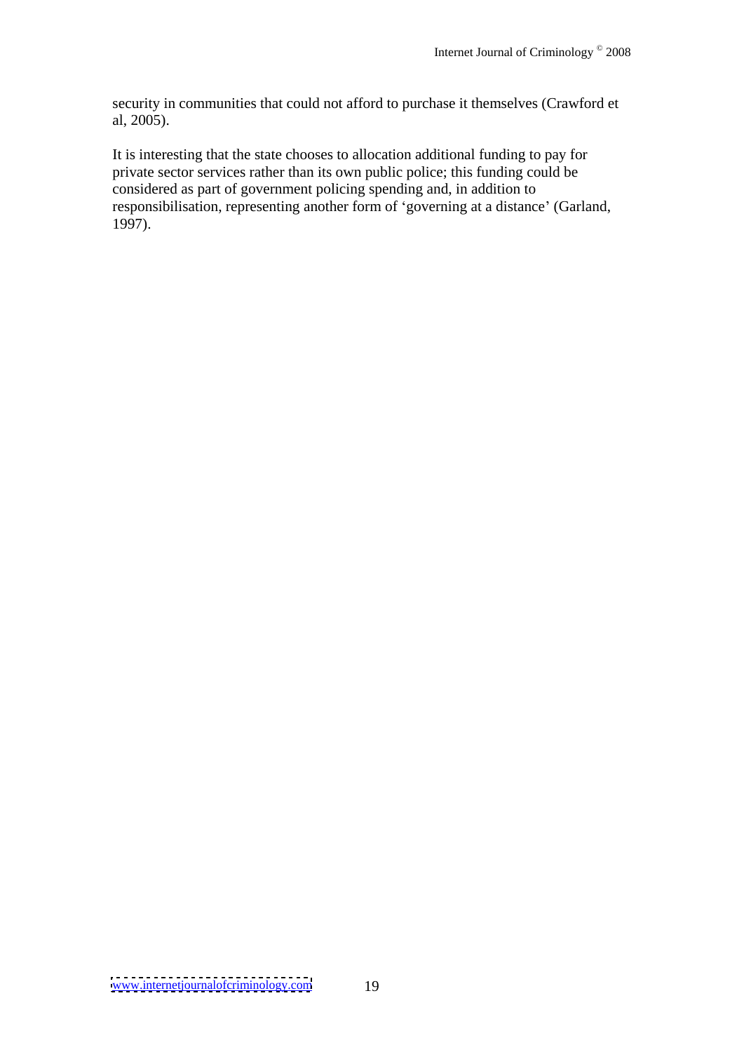security in communities that could not afford to purchase it themselves (Crawford et al, 2005).

It is interesting that the state chooses to allocation additional funding to pay for private sector services rather than its own public police; this funding could be considered as part of government policing spending and, in addition to responsibilisation, representing another form of 'governing at a distance' (Garland, 1997).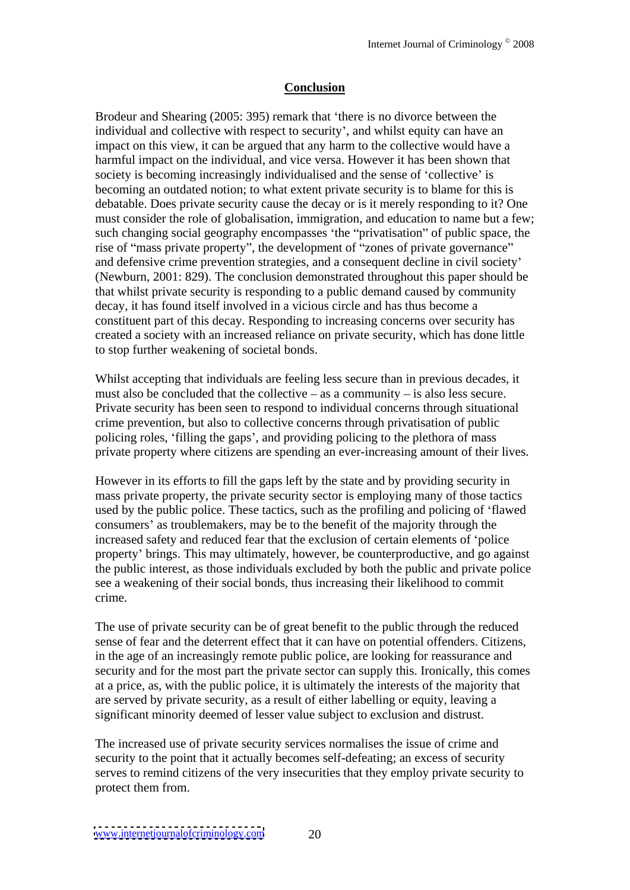## Conclusion

Brodeur and Shearing (2005: 395) remark that 'there is no divorce between the individual and collective with respect to security', and whilst equity can have an impact on this view, it can be argued that any harm to the collective would have a harmful impact on the individual, and vice versa. However it has been shown that society is becoming increasingly individualised and the sense of 'collective' is becoming an outdated notion; to what extent private security is to blame for this is debatable. Does private security cause the decay or is it merely responding to it? One must consider the role of globalisation, immigration, and education to name but a few; such changing social geography encompasses 'the "privatisation" of public space, the rise of "mass private property", the development of "zones of private governance" and defensive crime prevention strategies, and a consequent decline in civil society' (Newburn, 2001: 829). The conclusion demonstrated throughout this paper should be that whilst private security is responding to a public demand caused by community decay, it has found itself involved in a vicious circle and has thus become a constituent part of this decay. Responding to increasing concerns over security has created a society with an increased reliance on private security, which has done little to stop further weakening of societal bonds.

Whilst accepting that individuals are feeling less secure than in previous decades, it must also be concluded that the collective – as a community – is also less secure. Private security has been seen to respond to individual concerns through situational crime prevention, but also to collective concerns through privatisation of public policing roles, 'filling the gaps', and providing policing to the plethora of mass private property where citizens are spending an ever-increasing amount of their lives.

However in its efforts to fill the gaps left by the state and by providing security in mass private property, the private security sector is employing many of those tactics used by the public police. These tactics, such as the profiling and policing of 'flawed consumers' as troublemakers, may be to the benefit of the majority through the increased safety and reduced fear that the exclusion of certain elements of 'police property' brings. This may ultimately, however, be counterproductive, and go against the public interest, as those individuals excluded by both the public and private police see a weakening of their social bonds, thus increasing their likelihood to commit crime.

The use of private security can be of great benefit to the public through the reduced sense of fear and the deterrent effect that it can have on potential offenders. Citizens, in the age of an increasingly remote public police, are looking for reassurance and security and for the most part the private sector can supply this. Ironically, this comes at a price, as, with the public police, it is ultimately the interests of the majority that are served by private security, as a result of either labelling or equity, leaving a significant minority deemed of lesser value subject to exclusion and distrust.

The increased use of private security services normalises the issue of crime and security to the point that it actually becomes self-defeating; an excess of security serves to remind citizens of the very insecurities that they employ private security to protect them from.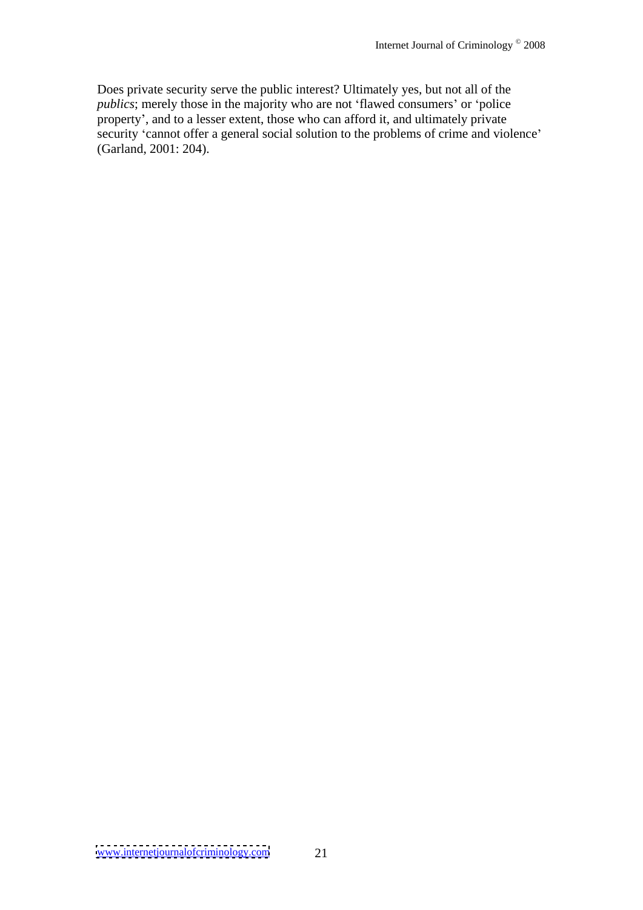Does private security serve the public interest? Ultimately yes, but not all of the *publics*; merely those in the majority who are not 'flawed consumers' or 'police property', and to a lesser extent, those who can afford it, and ultimately private security 'cannot offer a general social solution to the problems of crime and violence' (Garland, 2001: 204).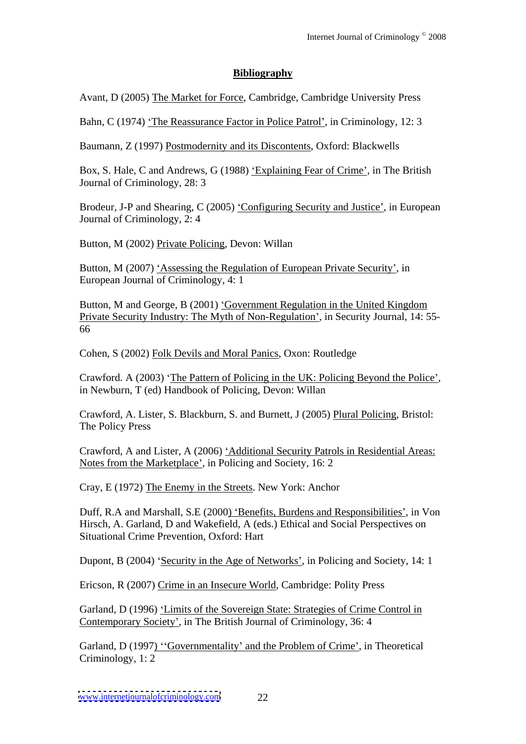## Bibliography

Avant, D (2005) The Market for Force, Cambridge, Cambridge University Press

Bahn, C (1974) 'The Reassurance Factor in Police Patrol', in Criminology, 12: 3

Baumann, Z (1997) Postmodernity and its Discontents, Oxford: Blackwells

Box, S. Hale, C and Andrews, G (1988) 'Explaining Fear of Crime', in The British Journal of Criminology, 28: 3

Brodeur, J-P and Shearing, C (2005) 'Configuring Security and Justice', in European Journal of Criminology, 2: 4

Button, M (2002) Private Policing, Devon: Willan

Button, M (2007) 'Assessing the Regulation of European Private Security', in European Journal of Criminology, 4: 1

Button, M and George, B (2001) 'Government Regulation in the United Kingdom Private Security Industry: The Myth of Non-Regulation', in Security Journal, 14: 55-66

Cohen, S (2002) Folk Devils and Moral Panics, Oxon: Routledge

Crawford. A (2003) 'The Pattern of Policing in the UK: Policing Beyond the Police', in Newburn, T (ed) Handbook of Policing, Devon: Willan

Crawford, A. Lister, S. Blackburn, S. and Burnett, J (2005) Plural Policing, Bristol: The Policy Press

Crawford, A and Lister, A (2006) 'Additional Security Patrols in Residential Areas: Notes from the Marketplace', in Policing and Society, 16: 2

Cray, E (1972) The Enemy in the Streets. New York: Anchor

Duff, R.A and Marshall, S.E (2000) 'Benefits, Burdens and Responsibilities', in Von Hirsch, A. Garland, D and Wakefield, A (eds.) Ethical and Social Perspectives on Situational Crime Prevention, Oxford: Hart

Dupont, B (2004) 'Security in the Age of Networks', in Policing and Society, 14: 1

Ericson, R (2007) Crime in an Insecure World, Cambridge: Polity Press

Garland, D (1996) 'Limits of the Sovereign State: Strategies of Crime Control in Contemporary Society', in The British Journal of Criminology, 36: 4

Garland, D (1997) ''Governmentality' and the Problem of Crime', in Theoretical Criminology, 1: 2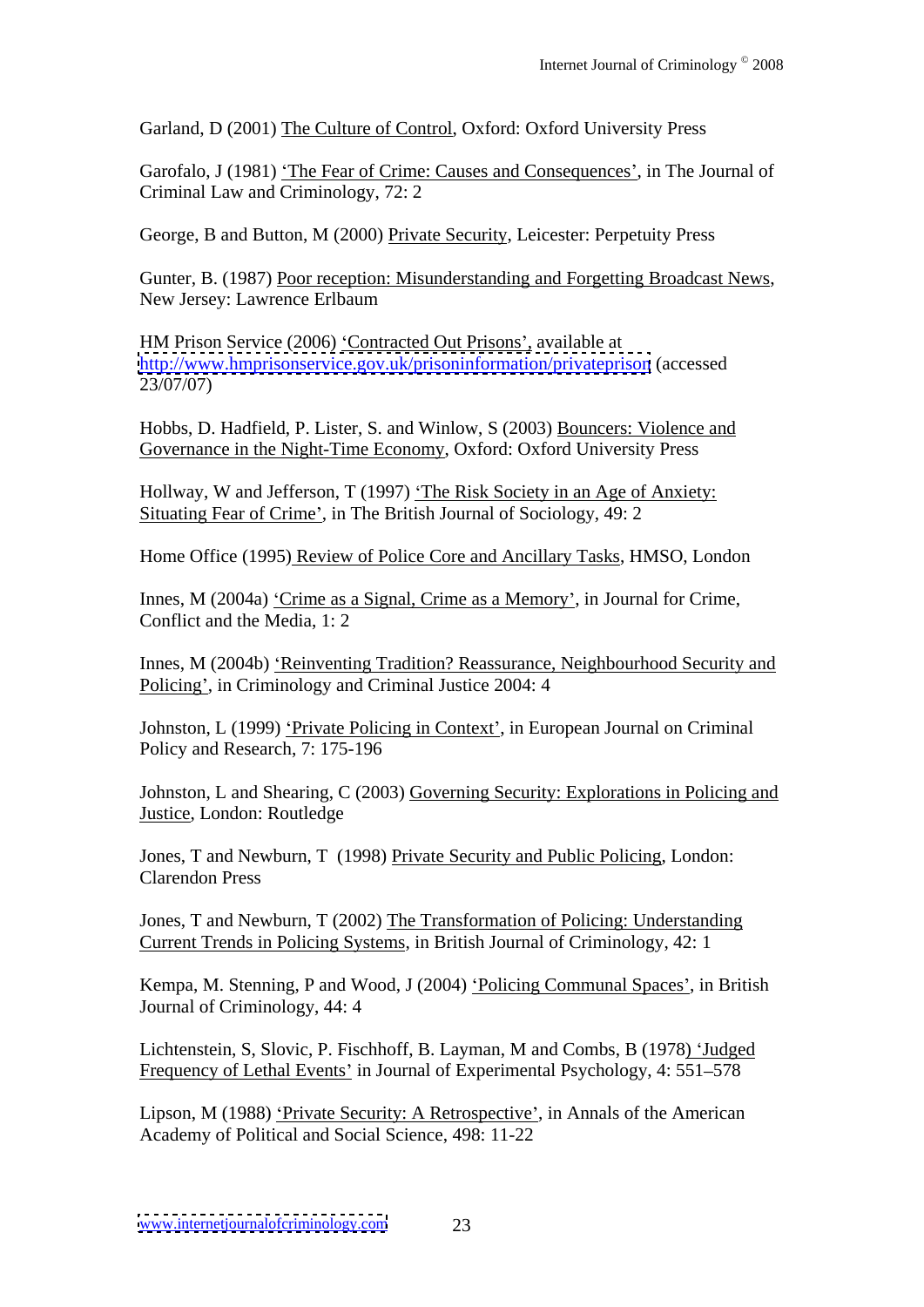Garland, D (2001) The Culture of Control, Oxford: Oxford University Press

Garofalo, J (1981) 'The Fear of Crime: Causes and Consequences', in The Journal of Criminal Law and Criminology, 72: 2

George, B and Button, M (2000) Private Security, Leicester: Perpetuity Press

Gunter, B. (1987) Poor reception: Misunderstanding and Forgetting Broadcast News, New Jersey: Lawrence Erlbaum

HM Prison Service (2006) 'Contracted Out Prisons', available at http://www.hmprisonservice.gov.uk/prisoninformation/privateprison (accessed 23/07/07)

Hobbs, D. Hadfield, P. Lister, S. and Winlow, S (2003) Bouncers: Violence and Governance in the Night-Time Economy, Oxford: Oxford University Press

Hollway, W and Jefferson, T (1997) 'The Risk Society in an Age of Anxiety: Situating Fear of Crime', in The British Journal of Sociology, 49: 2

Home Office (1995) Review of Police Core and Ancillary Tasks, HMSO, London

Innes, M (2004a) 'Crime as a Signal, Crime as a Memory', in Journal for Crime, Conflict and the Media, 1: 2

Innes, M (2004b) 'Reinventing Tradition? Reassurance, Neighbourhood Security and Policing', in Criminology and Criminal Justice 2004: 4

Johnston, L (1999) 'Private Policing in Context', in European Journal on Criminal Policy and Research, 7: 175-196

Johnston, L and Shearing, C (2003) Governing Security: Explorations in Policing and Justice, London: Routledge

Jones, T and Newburn, T (1998) Private Security and Public Policing, London: Clarendon Press

Jones, T and Newburn, T (2002) The Transformation of Policing: Understanding Current Trends in Policing Systems, in British Journal of Criminology, 42: 1

Kempa, M. Stenning, P and Wood, J (2004) 'Policing Communal Spaces', in British Journal of Criminology, 44: 4

Lichtenstein, S, Slovic, P. Fischhoff, B. Layman, M and Combs, B (1978) 'Judged Frequency of Lethal Events' in Journal of Experimental Psychology, 4: 551–578

Lipson, M (1988) 'Private Security: A Retrospective', in Annals of the American Academy of Political and Social Science, 498: 11-22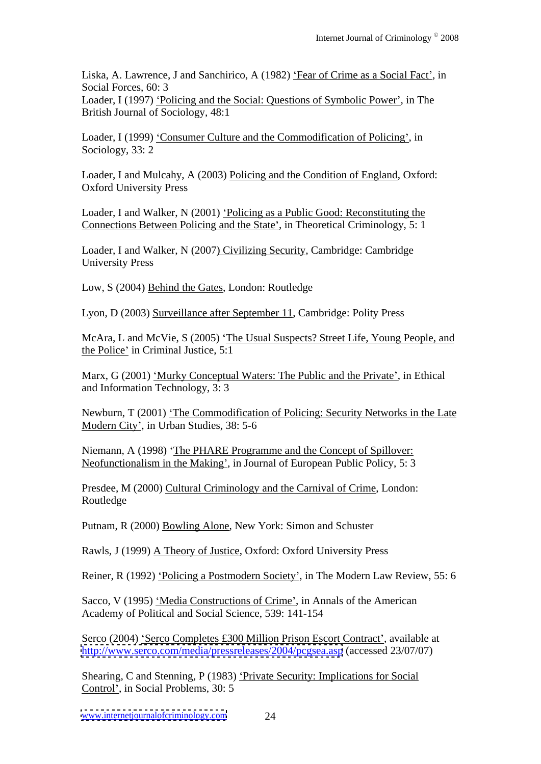Liska, A. Lawrence, J and Sanchirico, A (1982) 'Fear of Crime as a Social Fact', in Social Forces, 60: 3
Loader, I (1997) 'Policing and the Social: Questions of Symbolic Power', in The British Journal of Sociology, 48:1

Loader, I (1999) 'Consumer Culture and the Commodification of Policing', in Sociology, 33: 2

Loader, I and Mulcahy, A (2003) Policing and the Condition of England, Oxford: Oxford University Press

Loader, I and Walker, N (2001) 'Policing as a Public Good: Reconstituting the Connections Between Policing and the State', in Theoretical Criminology, 5: 1

Loader, I and Walker, N (2007) Civilizing Security, Cambridge: Cambridge University Press

Low, S (2004) Behind the Gates, London: Routledge

Lyon, D (2003) Surveillance after September 11, Cambridge: Polity Press

McAra, L and McVie, S (2005) 'The Usual Suspects? Street Life, Young People, and the Police' in Criminal Justice, 5:1

Marx, G (2001) 'Murky Conceptual Waters: The Public and the Private', in Ethical and Information Technology, 3: 3

Newburn, T (2001) 'The Commodification of Policing: Security Networks in the Late Modern City', in Urban Studies, 38: 5-6

Niemann, A (1998) 'The PHARE Programme and the Concept of Spillover: Neofunctionalism in the Making', in Journal of European Public Policy, 5: 3

Presdee, M (2000) Cultural Criminology and the Carnival of Crime, London: Routledge

Putnam, R (2000) Bowling Alone, New York: Simon and Schuster

Rawls, J (1999) A Theory of Justice, Oxford: Oxford University Press

Reiner, R (1992) 'Policing a Postmodern Society', in The Modern Law Review, 55: 6

Sacco, V (1995) 'Media Constructions of Crime', in Annals of the American Academy of Political and Social Science, 539: 141-154

Serco (2004) 'Serco Completes £300 Million Prison Escort Contract', available at http://www.serco.com/media/pressreleases/2004/pcgsea.asp (accessed 23/07/07)

Shearing, C and Stenning, P (1983) 'Private Security: Implications for Social Control', in Social Problems, 30: 5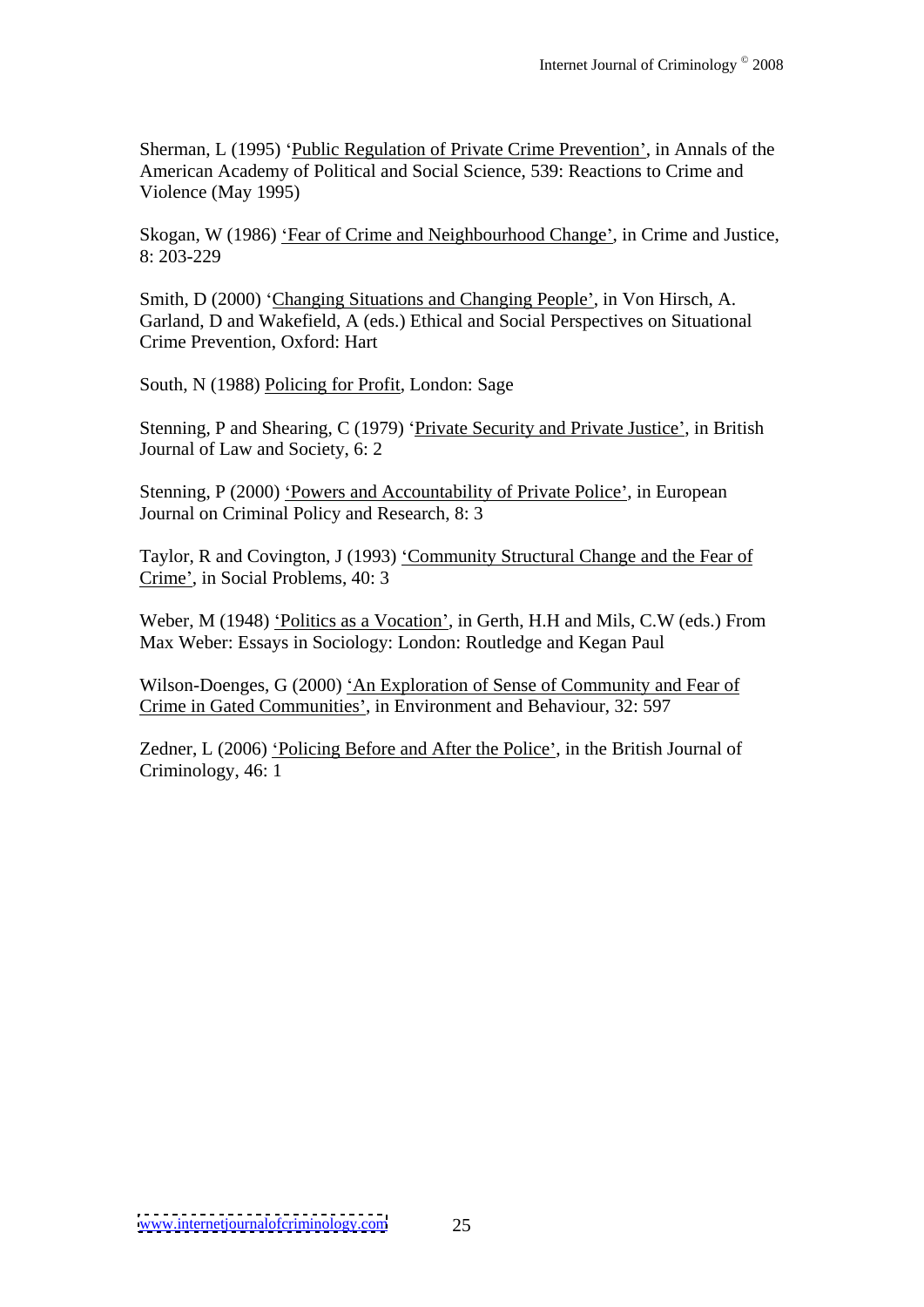Sherman, L (1995) 'Public Regulation of Private Crime Prevention', in Annals of the American Academy of Political and Social Science, 539: Reactions to Crime and Violence (May 1995)

Skogan, W (1986) 'Fear of Crime and Neighbourhood Change', in Crime and Justice, 8: 203-229

Smith, D (2000) 'Changing Situations and Changing People', in Von Hirsch, A. Garland, D and Wakefield, A (eds.) Ethical and Social Perspectives on Situational Crime Prevention, Oxford: Hart

South, N (1988) Policing for Profit, London: Sage

Stenning, P and Shearing, C (1979) 'Private Security and Private Justice', in British Journal of Law and Society, 6: 2

Stenning, P (2000) 'Powers and Accountability of Private Police', in European Journal on Criminal Policy and Research, 8: 3

Taylor, R and Covington, J (1993) 'Community Structural Change and the Fear of Crime', in Social Problems, 40: 3

Weber, M (1948) 'Politics as a Vocation', in Gerth, H.H and Mils, C.W (eds.) From Max Weber: Essays in Sociology: London: Routledge and Kegan Paul

Wilson-Doenges, G (2000) 'An Exploration of Sense of Community and Fear of Crime in Gated Communities', in Environment and Behaviour, 32: 597

Zedner, L (2006) 'Policing Before and After the Police', in the British Journal of Criminology, 46: 1